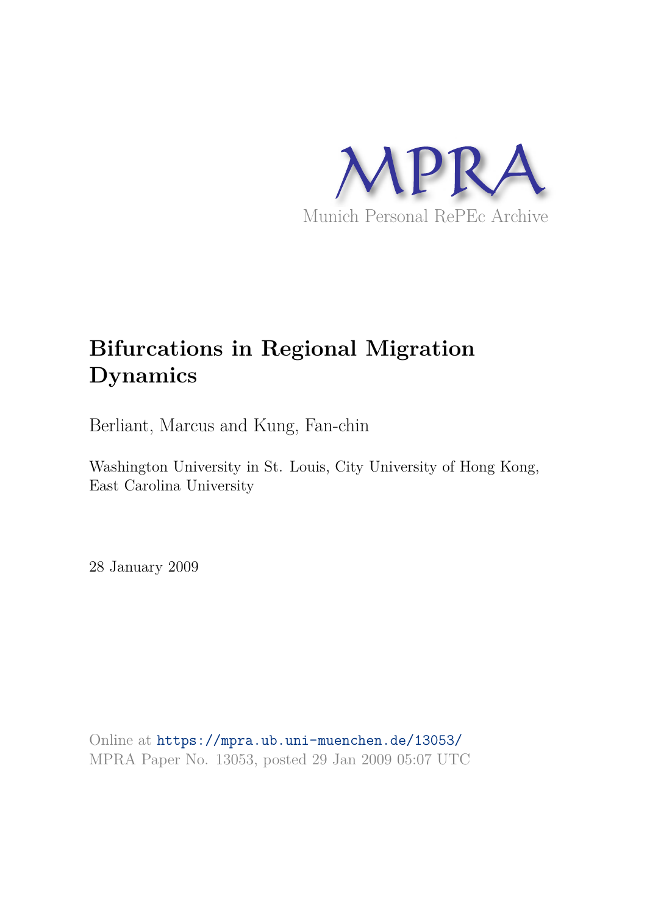MPRA

Munich Personal RePEc Archive

# Bifurcations in Regional Migration Dynamics

Berliant, Marcus and Kung, Fan-chin

Washington University in St. Louis, City University of Hong Kong, East Carolina University

28 January 2009

Online at https://mpra.ub.uni-muenchen.de/13053/
MPRA Paper No. 13053, posted 29 Jan 2009 05:07 UTC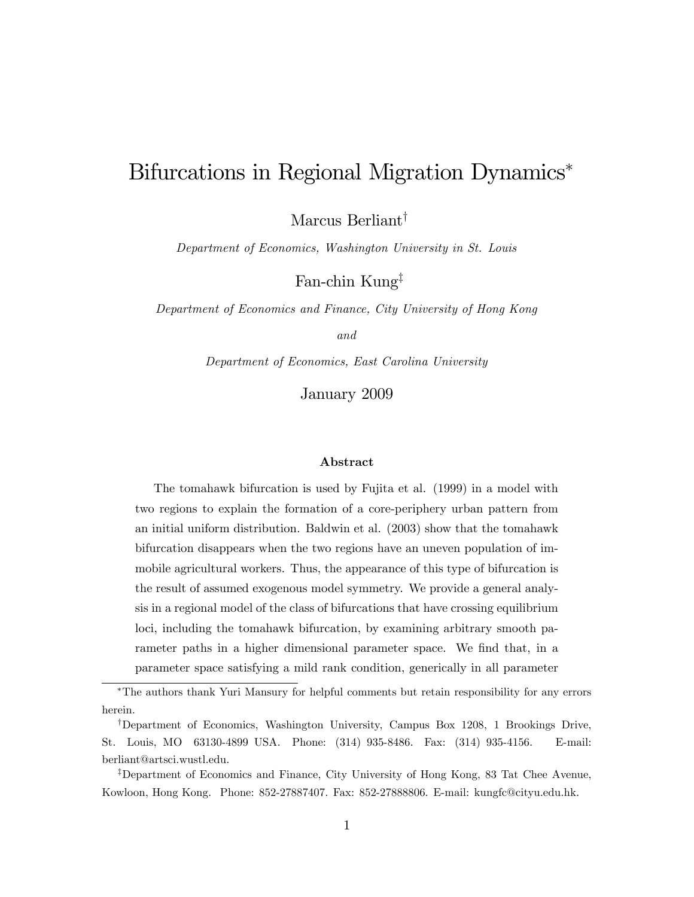# Bifurcations in Regional Migration Dynamics*

Marcus Berliant†

*Department of Economics, Washington University in St. Louis*

Fan-chin Kung‡

*Department of Economics and Finance, City University of Hong Kong*

*and*

*Department of Economics, East Carolina University*

January 2009

### Abstract

The tomahawk bifurcation is used by Fujita et al. (1999) in a model with two regions to explain the formation of a core-periphery urban pattern from an initial uniform distribution. Baldwin et al. (2003) show that the tomahawk bifurcation disappears when the two regions have an uneven population of immobile agricultural workers. Thus, the appearance of this type of bifurcation is the result of assumed exogenous model symmetry. We provide a general analysis in a regional model of the class of bifurcations that have crossing equilibrium loci, including the tomahawk bifurcation, by examining arbitrary smooth parameter paths in a higher dimensional parameter space. We find that, in a parameter space satisfying a mild rank condition, generically in all parameter

---

*The authors thank Yuri Mansury for helpful comments but retain responsibility for any errors herein.

†Department of Economics, Washington University, Campus Box 1208, 1 Brookings Drive, St. Louis, MO 63130-4899 USA. Phone: (314) 935-8486. Fax: (314) 935-4156. E-mail: berliant@artsci.wustl.edu.

‡Department of Economics and Finance, City University of Hong Kong, 83 Tat Chee Avenue, Kowloon, Hong Kong. Phone: 852-27887407. Fax: 852-27888806. E-mail: kungfc@cityu.edu.hk.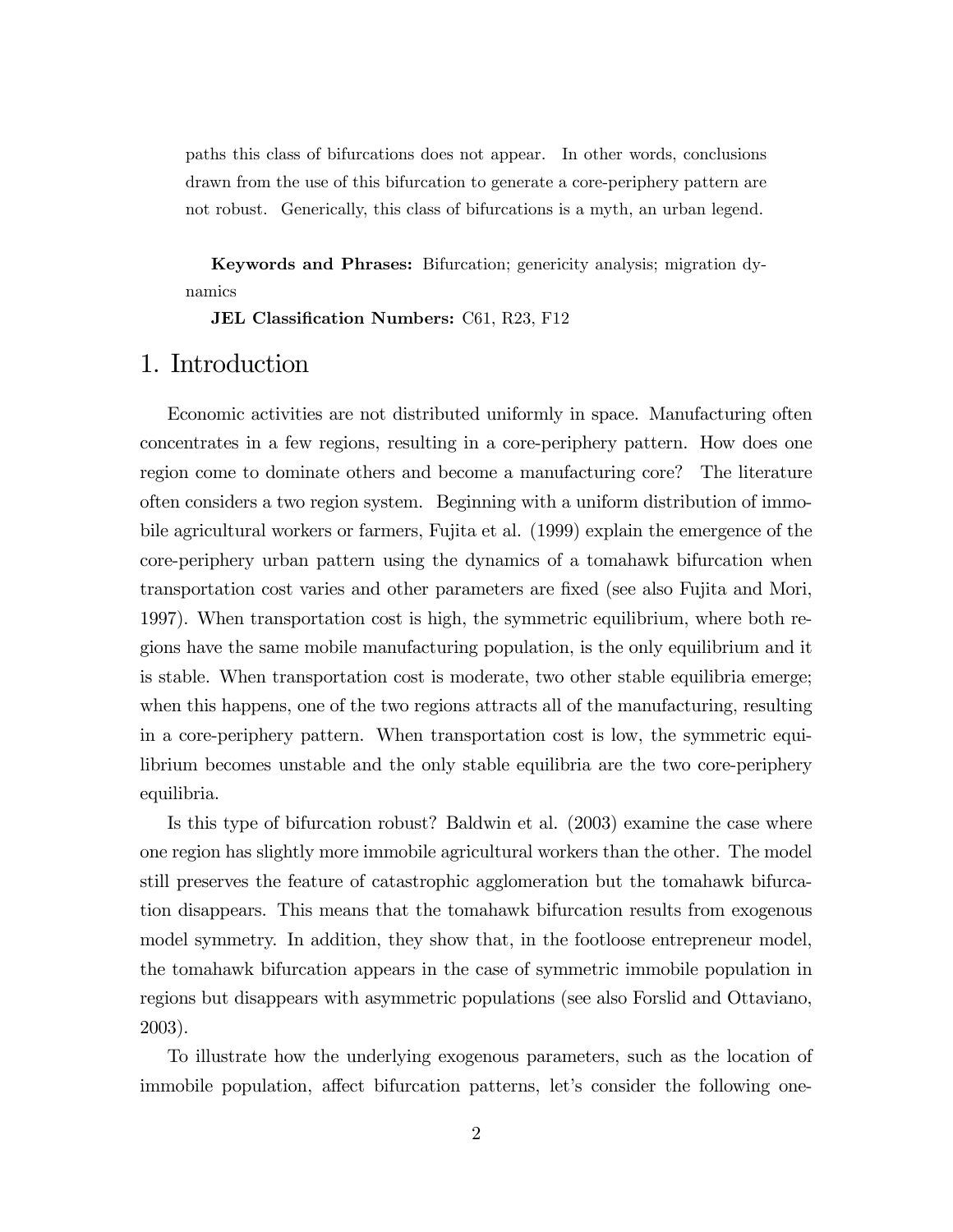paths this class of bifurcations does not appear. In other words, conclusions drawn from the use of this bifurcation to generate a core-periphery pattern are not robust. Generically, this class of bifurcations is a myth, an urban legend.

**Keywords and Phrases:** Bifurcation; genericity analysis; migration dynamics

**JEL Classification Numbers:** C61, R23, F12

# 1. Introduction

Economic activities are not distributed uniformly in space. Manufacturing often concentrates in a few regions, resulting in a core-periphery pattern. How does one region come to dominate others and become a manufacturing core? The literature often considers a two region system. Beginning with a uniform distribution of immobile agricultural workers or farmers, Fujita et al. (1999) explain the emergence of the core-periphery urban pattern using the dynamics of a tomahawk bifurcation when transportation cost varies and other parameters are fixed (see also Fujita and Mori, 1997). When transportation cost is high, the symmetric equilibrium, where both regions have the same mobile manufacturing population, is the only equilibrium and it is stable. When transportation cost is moderate, two other stable equilibria emerge; when this happens, one of the two regions attracts all of the manufacturing, resulting in a core-periphery pattern. When transportation cost is low, the symmetric equilibrium becomes unstable and the only stable equilibria are the two core-periphery equilibria.

Is this type of bifurcation robust? Baldwin et al. (2003) examine the case where one region has slightly more immobile agricultural workers than the other. The model still preserves the feature of catastrophic agglomeration but the tomahawk bifurcation disappears. This means that the tomahawk bifurcation results from exogenous model symmetry. In addition, they show that, in the footloose entrepreneur model, the tomahawk bifurcation appears in the case of symmetric immobile population in regions but disappears with asymmetric populations (see also Forslid and Ottaviano, 2003).

To illustrate how the underlying exogenous parameters, such as the location of immobile population, affect bifurcation patterns, let's consider the following one-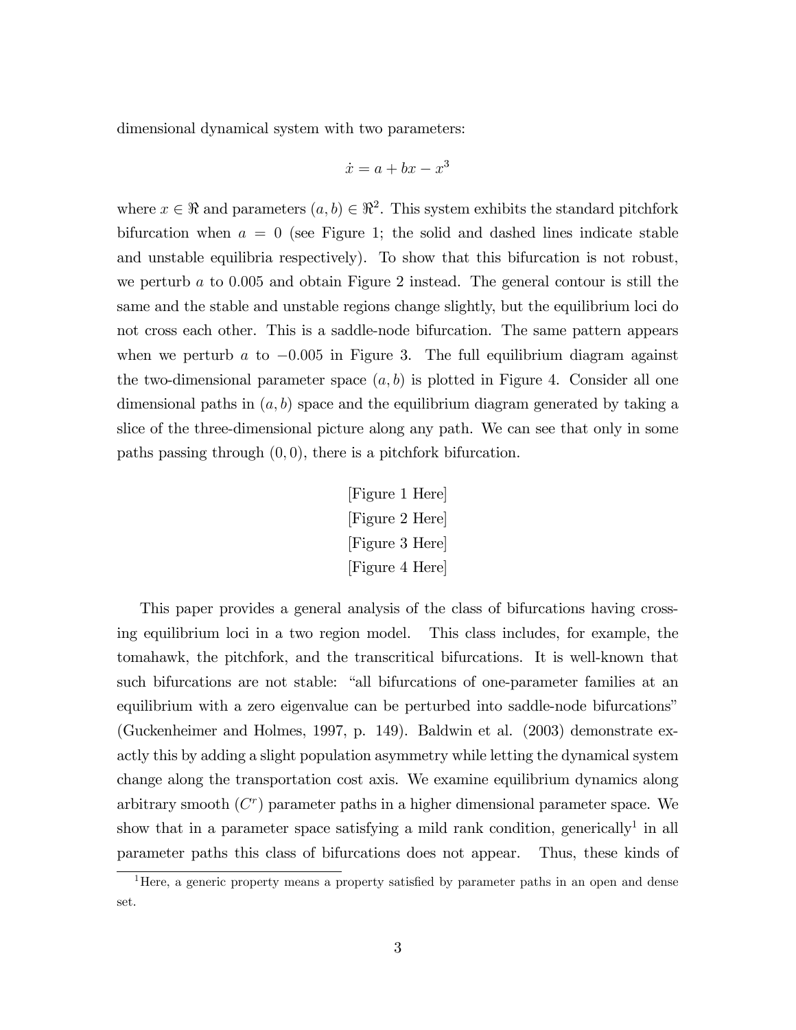dimensional dynamical system with two parameters:

$$\dot{x} = a + bx - x^3$$

where $x \in \Re$ and parameters $(a, b) \in \Re^2$. This system exhibits the standard pitchfork bifurcation when $a = 0$ (see Figure 1; the solid and dashed lines indicate stable and unstable equilibria respectively). To show that this bifurcation is not robust, we perturb $a$ to 0.005 and obtain Figure 2 instead. The general contour is still the same and the stable and unstable regions change slightly, but the equilibrium loci do not cross each other. This is a saddle-node bifurcation. The same pattern appears when we perturb $a$ to $-0.005$ in Figure 3. The full equilibrium diagram against the two-dimensional parameter space $(a, b)$ is plotted in Figure 4. Consider all one dimensional paths in $(a, b)$ space and the equilibrium diagram generated by taking a slice of the three-dimensional picture along any path. We can see that only in some paths passing through $(0, 0)$, there is a pitchfork bifurcation.

[Figure 1 Here]
[Figure 2 Here]
[Figure 3 Here]
[Figure 4 Here]

This paper provides a general analysis of the class of bifurcations having crossing equilibrium loci in a two region model. This class includes, for example, the tomahawk, the pitchfork, and the transcritical bifurcations. It is well-known that such bifurcations are not stable: "all bifurcations of one-parameter families at an equilibrium with a zero eigenvalue can be perturbed into saddle-node bifurcations" (Guckenheimer and Holmes, 1997, p. 149). Baldwin et al. (2003) demonstrate exactly this by adding a slight population asymmetry while letting the dynamical system change along the transportation cost axis. We examine equilibrium dynamics along arbitrary smooth ($C^r$) parameter paths in a higher dimensional parameter space. We show that in a parameter space satisfying a mild rank condition, generically[1] in all parameter paths this class of bifurcations does not appear. Thus, these kinds of

[1] Here, a generic property means a property satisfied by parameter paths in an open and dense set.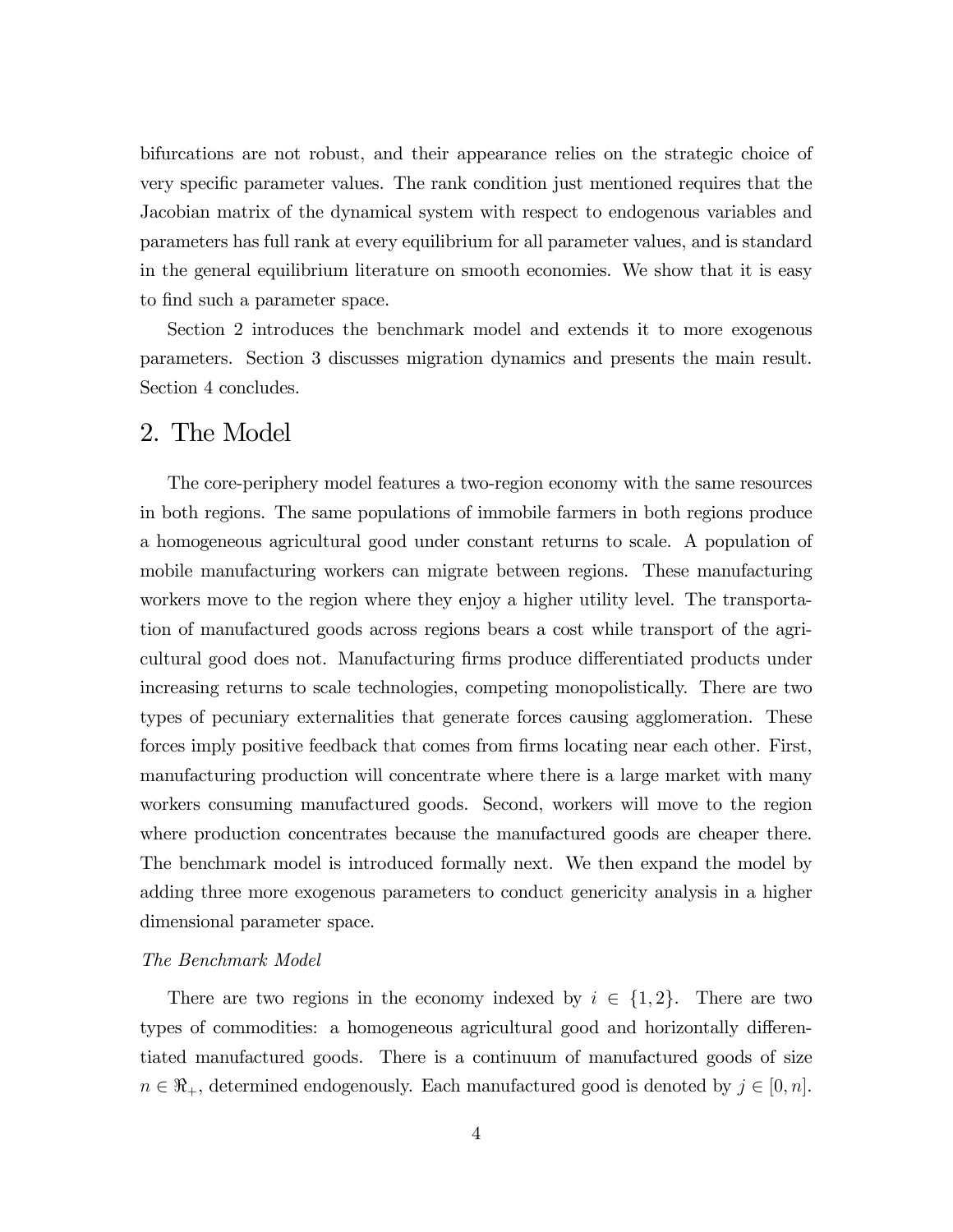bifurcations are not robust, and their appearance relies on the strategic choice of very specific parameter values. The rank condition just mentioned requires that the Jacobian matrix of the dynamical system with respect to endogenous variables and parameters has full rank at every equilibrium for all parameter values, and is standard in the general equilibrium literature on smooth economies. We show that it is easy to find such a parameter space.

Section 2 introduces the benchmark model and extends it to more exogenous parameters. Section 3 discusses migration dynamics and presents the main result. Section 4 concludes.

## 2. The Model

The core-periphery model features a two-region economy with the same resources in both regions. The same populations of immobile farmers in both regions produce a homogeneous agricultural good under constant returns to scale. A population of mobile manufacturing workers can migrate between regions. These manufacturing workers move to the region where they enjoy a higher utility level. The transportation of manufactured goods across regions bears a cost while transport of the agricultural good does not. Manufacturing firms produce differentiated products under increasing returns to scale technologies, competing monopolistically. There are two types of pecuniary externalities that generate forces causing agglomeration. These forces imply positive feedback that comes from firms locating near each other. First, manufacturing production will concentrate where there is a large market with many workers consuming manufactured goods. Second, workers will move to the region where production concentrates because the manufactured goods are cheaper there. The benchmark model is introduced formally next. We then expand the model by adding three more exogenous parameters to conduct genericity analysis in a higher dimensional parameter space.

*The Benchmark Model*

There are two regions in the economy indexed by $i \in \{1, 2\}$. There are two types of commodities: a homogeneous agricultural good and horizontally differentiated manufactured goods. There is a continuum of manufactured goods of size $n \in \Re_+$, determined endogenously. Each manufactured good is denoted by $j \in [0, n]$.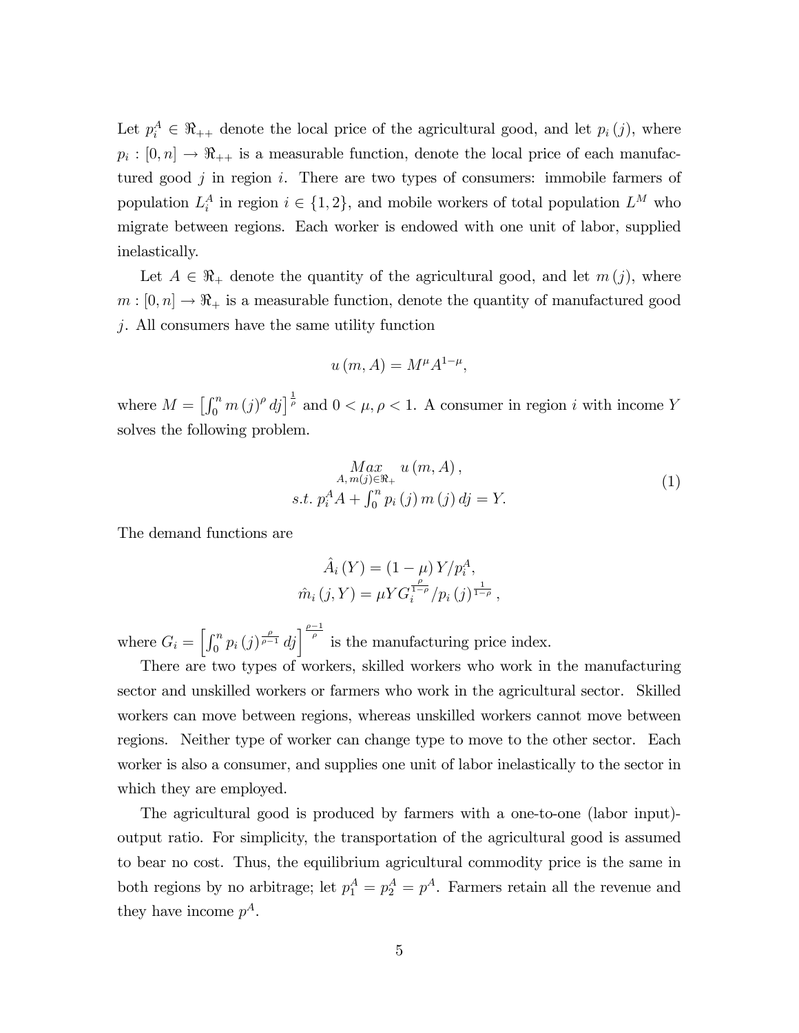Let $p_i^A \in \Re_{++}$ denote the local price of the agricultural good, and let $p_i(j)$, where $p_i : [0, n] \to \Re_{++}$ is a measurable function, denote the local price of each manufactured good $j$ in region $i$. There are two types of consumers: immobile farmers of population $L_i^A$ in region $i \in \{1, 2\}$, and mobile workers of total population $L^M$ who migrate between regions. Each worker is endowed with one unit of labor, supplied inelastically.

Let $A \in \Re_+$ denote the quantity of the agricultural good, and let $m(j)$, where $m : [0, n] \to \Re_+$ is a measurable function, denote the quantity of manufactured good $j$. All consumers have the same utility function

$$u(m, A) = M^\mu A^{1-\mu},$$

where $M = \left[\int_0^n m(j)^\rho \, dj\right]^{\frac{1}{\rho}}$ and $0 < \mu, \rho < 1$. A consumer in region $i$ with income $Y$ solves the following problem.

$$\begin{aligned} &\underset{A,\, m(j) \in \Re_+}{Max} \; u(m, A), \\ &s.t. \; p_i^A A + \int_0^n p_i(j)\, m(j)\, dj = Y. \end{aligned} \tag{1}$$

The demand functions are

$$\begin{aligned} \hat{A}_i(Y) &= (1-\mu)\, Y / p_i^A, \\ \hat{m}_i(j, Y) &= \mu Y G_i^{\frac{\rho}{1-\rho}} / p_i(j)^{\frac{1}{1-\rho}}, \end{aligned}$$

where $G_i = \left[\int_0^n p_i(j)^{\frac{\rho}{\rho-1}} \, dj\right]^{\frac{\rho-1}{\rho}}$ is the manufacturing price index.

There are two types of workers, skilled workers who work in the manufacturing sector and unskilled workers or farmers who work in the agricultural sector. Skilled workers can move between regions, whereas unskilled workers cannot move between regions. Neither type of worker can change type to move to the other sector. Each worker is also a consumer, and supplies one unit of labor inelastically to the sector in which they are employed.

The agricultural good is produced by farmers with a one-to-one (labor input)-output ratio. For simplicity, the transportation of the agricultural good is assumed to bear no cost. Thus, the equilibrium agricultural commodity price is the same in both regions by no arbitrage; let $p_1^A = p_2^A = p^A$. Farmers retain all the revenue and they have income $p^A$.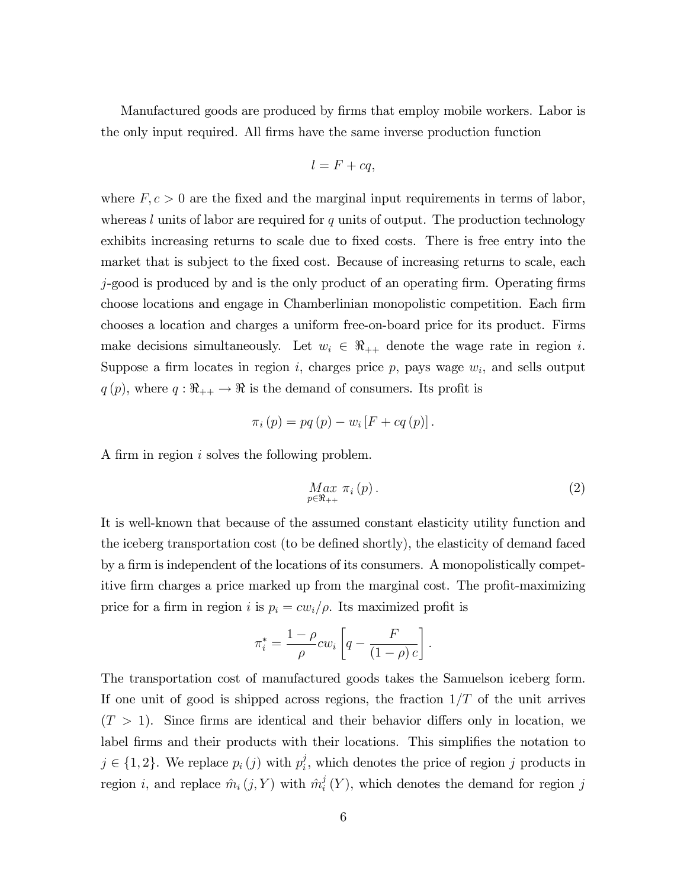Manufactured goods are produced by firms that employ mobile workers. Labor is the only input required. All firms have the same inverse production function

$$l = F + cq,$$

where $F, c > 0$ are the fixed and the marginal input requirements in terms of labor, whereas $l$ units of labor are required for $q$ units of output. The production technology exhibits increasing returns to scale due to fixed costs. There is free entry into the market that is subject to the fixed cost. Because of increasing returns to scale, each $j$-good is produced by and is the only product of an operating firm. Operating firms choose locations and engage in Chamberlinian monopolistic competition. Each firm chooses a location and charges a uniform free-on-board price for its product. Firms make decisions simultaneously. Let $w_i \in \Re_{++}$ denote the wage rate in region $i$. Suppose a firm locates in region $i$, charges price $p$, pays wage $w_i$, and sells output $q(p)$, where $q : \Re_{++} \to \Re$ is the demand of consumers. Its profit is

$$\pi_i(p) = pq(p) - w_i [F + cq(p)].$$

A firm in region $i$ solves the following problem.

$$\underset{p \in \Re_{++}}{Max} \; \pi_i(p). \tag{2}$$

It is well-known that because of the assumed constant elasticity utility function and the iceberg transportation cost (to be defined shortly), the elasticity of demand faced by a firm is independent of the locations of its consumers. A monopolistically competitive firm charges a price marked up from the marginal cost. The profit-maximizing price for a firm in region $i$ is $p_i = cw_i/\rho$. Its maximized profit is

$$\pi_i^* = \frac{1-\rho}{\rho} cw_i \left[ q - \frac{F}{(1-\rho)c} \right].$$

The transportation cost of manufactured goods takes the Samuelson iceberg form. If one unit of good is shipped across regions, the fraction $1/T$ of the unit arrives ($T > 1$). Since firms are identical and their behavior differs only in location, we label firms and their products with their locations. This simplifies the notation to $j \in \{1, 2\}$. We replace $p_i(j)$ with $p_i^j$, which denotes the price of region $j$ products in region $i$, and replace $\hat{m}_i(j, Y)$ with $\hat{m}_i^j(Y)$, which denotes the demand for region $j$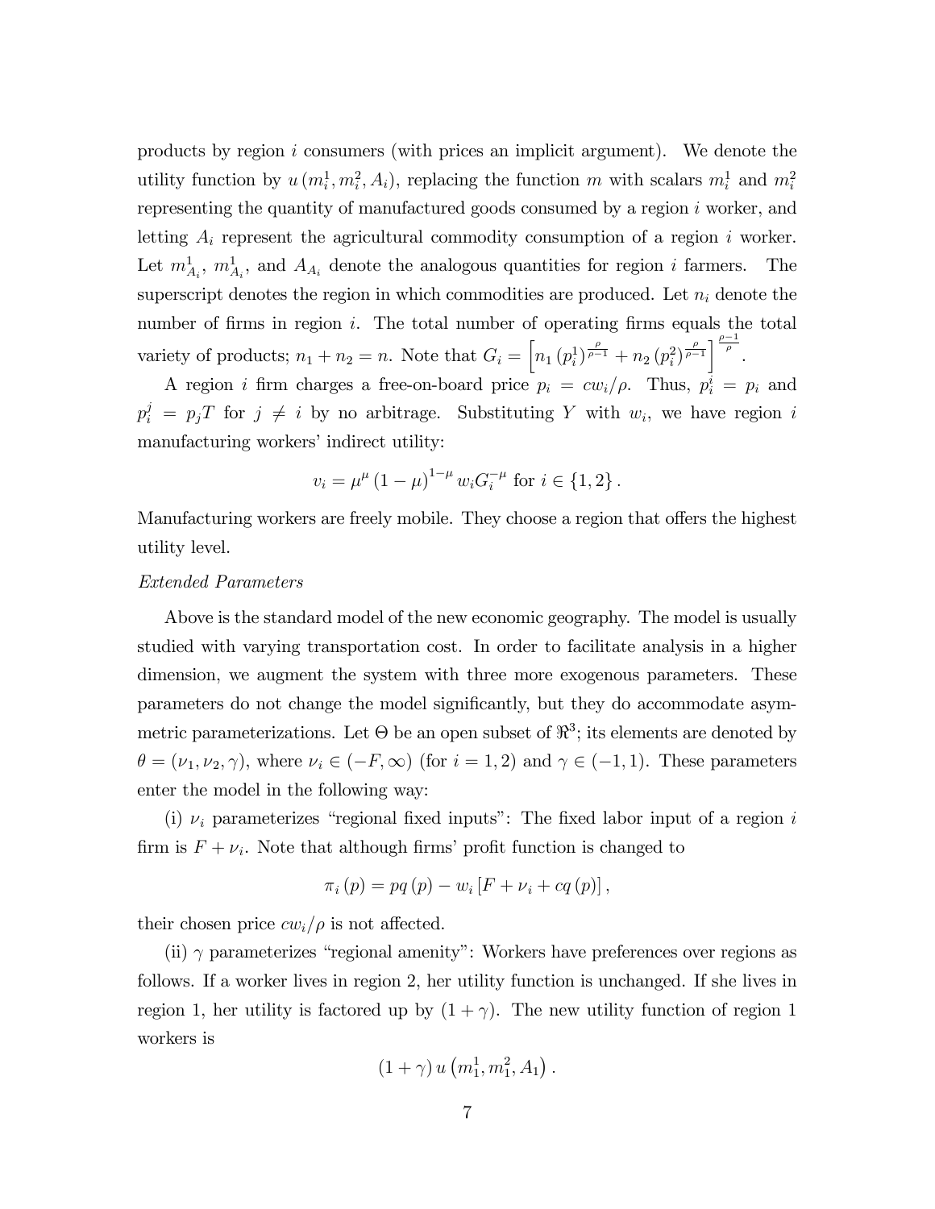products by region $i$ consumers (with prices an implicit argument). We denote the utility function by $u(m_i^1, m_i^2, A_i)$, replacing the function $m$ with scalars $m_i^1$ and $m_i^2$ representing the quantity of manufactured goods consumed by a region $i$ worker, and letting $A_i$ represent the agricultural commodity consumption of a region $i$ worker. Let $m_{A_i}^1$, $m_{A_i}^1$, and $A_{A_i}$ denote the analogous quantities for region $i$ farmers. The superscript denotes the region in which commodities are produced. Let $n_i$ denote the number of firms in region $i$. The total number of operating firms equals the total variety of products; $n_1 + n_2 = n$. Note that $G_i = \left[n_1 (p_i^1)^{\frac{\rho}{\rho-1}} + n_2 (p_i^2)^{\frac{\rho}{\rho-1}}\right]^{\frac{\rho-1}{\rho}}$.

A region $i$ firm charges a free-on-board price $p_i = cw_i/\rho$. Thus, $p_i^i = p_i$ and $p_i^j = p_j T$ for $j \neq i$ by no arbitrage. Substituting $Y$ with $w_i$, we have region $i$ manufacturing workers' indirect utility:

$$v_i = \mu^\mu (1-\mu)^{1-\mu} w_i G_i^{-\mu} \text{ for } i \in \{1, 2\}.$$

Manufacturing workers are freely mobile. They choose a region that offers the highest utility level.

*Extended Parameters*

Above is the standard model of the new economic geography. The model is usually studied with varying transportation cost. In order to facilitate analysis in a higher dimension, we augment the system with three more exogenous parameters. These parameters do not change the model significantly, but they do accommodate asymmetric parameterizations. Let $\Theta$ be an open subset of $\Re^3$; its elements are denoted by $\theta = (\nu_1, \nu_2, \gamma)$, where $\nu_i \in (-F, \infty)$ (for $i = 1, 2$) and $\gamma \in (-1, 1)$. These parameters enter the model in the following way:

(i) $\nu_i$ parameterizes "regional fixed inputs": The fixed labor input of a region $i$ firm is $F + \nu_i$. Note that although firms' profit function is changed to

$$\pi_i(p) = pq(p) - w_i [F + \nu_i + cq(p)],$$

their chosen price $cw_i/\rho$ is not affected.

(ii) $\gamma$ parameterizes "regional amenity": Workers have preferences over regions as follows. If a worker lives in region 2, her utility function is unchanged. If she lives in region 1, her utility is factored up by $(1+\gamma)$. The new utility function of region 1 workers is

$$(1+\gamma)\, u(m_1^1, m_1^2, A_1).$$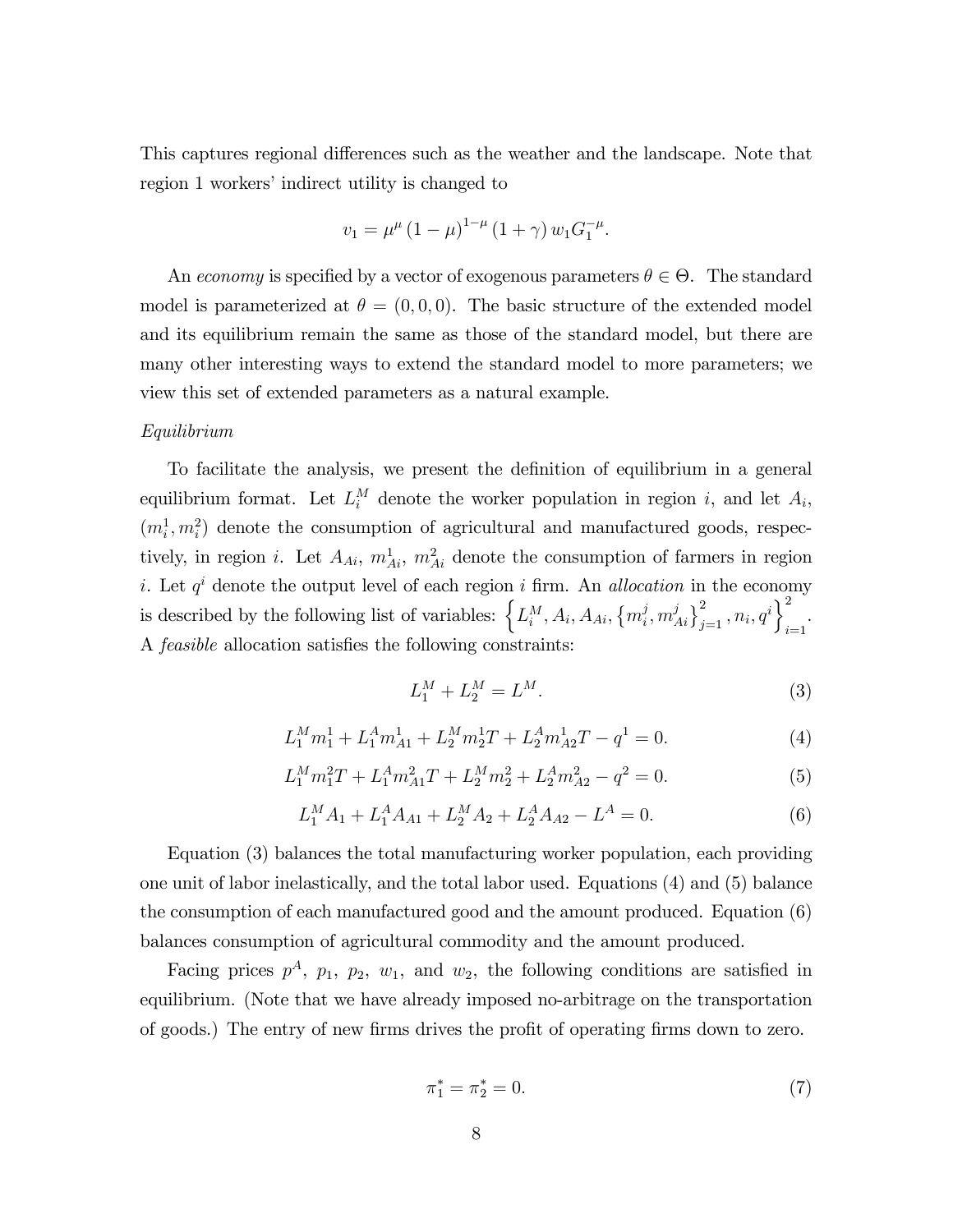This captures regional differences such as the weather and the landscape. Note that region 1 workers' indirect utility is changed to

$$v_1 = \mu^{\mu} (1 - \mu)^{1-\mu} (1 + \gamma) w_1 G_1^{-\mu}.$$

An *economy* is specified by a vector of exogenous parameters $\theta \in \Theta$. The standard model is parameterized at $\theta = (0, 0, 0)$. The basic structure of the extended model and its equilibrium remain the same as those of the standard model, but there are many other interesting ways to extend the standard model to more parameters; we view this set of extended parameters as a natural example.

*Equilibrium*

To facilitate the analysis, we present the definition of equilibrium in a general equilibrium format. Let $L_i^M$ denote the worker population in region $i$, and let $A_i$, $(m_i^1, m_i^2)$ denote the consumption of agricultural and manufactured goods, respectively, in region $i$. Let $A_{Ai}$, $m_{Ai}^1$, $m_{Ai}^2$ denote the consumption of farmers in region $i$. Let $q^i$ denote the output level of each region $i$ firm. An *allocation* in the economy is described by the following list of variables: $\left\{ L_i^M, A_i, A_{Ai}, \left\{ m_i^j, m_{Ai}^j \right\}_{j=1}^2, n_i, q^i \right\}_{i=1}^2$. A *feasible* allocation satisfies the following constraints:

$$L_1^M + L_2^M = L^M. \tag{3}$$

$$L_1^M m_1^1 + L_1^A m_{A1}^1 + L_2^M m_2^1 T + L_2^A m_{A2}^1 T - q^1 = 0. \tag{4}$$

$$L_1^M m_1^2 T + L_1^A m_{A1}^2 T + L_2^M m_2^2 + L_2^A m_{A2}^2 - q^2 = 0. \tag{5}$$

$$L_1^M A_1 + L_1^A A_{A1} + L_2^M A_2 + L_2^A A_{A2} - L^A = 0. \tag{6}$$

Equation (3) balances the total manufacturing worker population, each providing one unit of labor inelastically, and the total labor used. Equations (4) and (5) balance the consumption of each manufactured good and the amount produced. Equation (6) balances consumption of agricultural commodity and the amount produced.

Facing prices $p^A$, $p_1$, $p_2$, $w_1$, and $w_2$, the following conditions are satisfied in equilibrium. (Note that we have already imposed no-arbitrage on the transportation of goods.) The entry of new firms drives the profit of operating firms down to zero.

$$\pi_1^* = \pi_2^* = 0. \tag{7}$$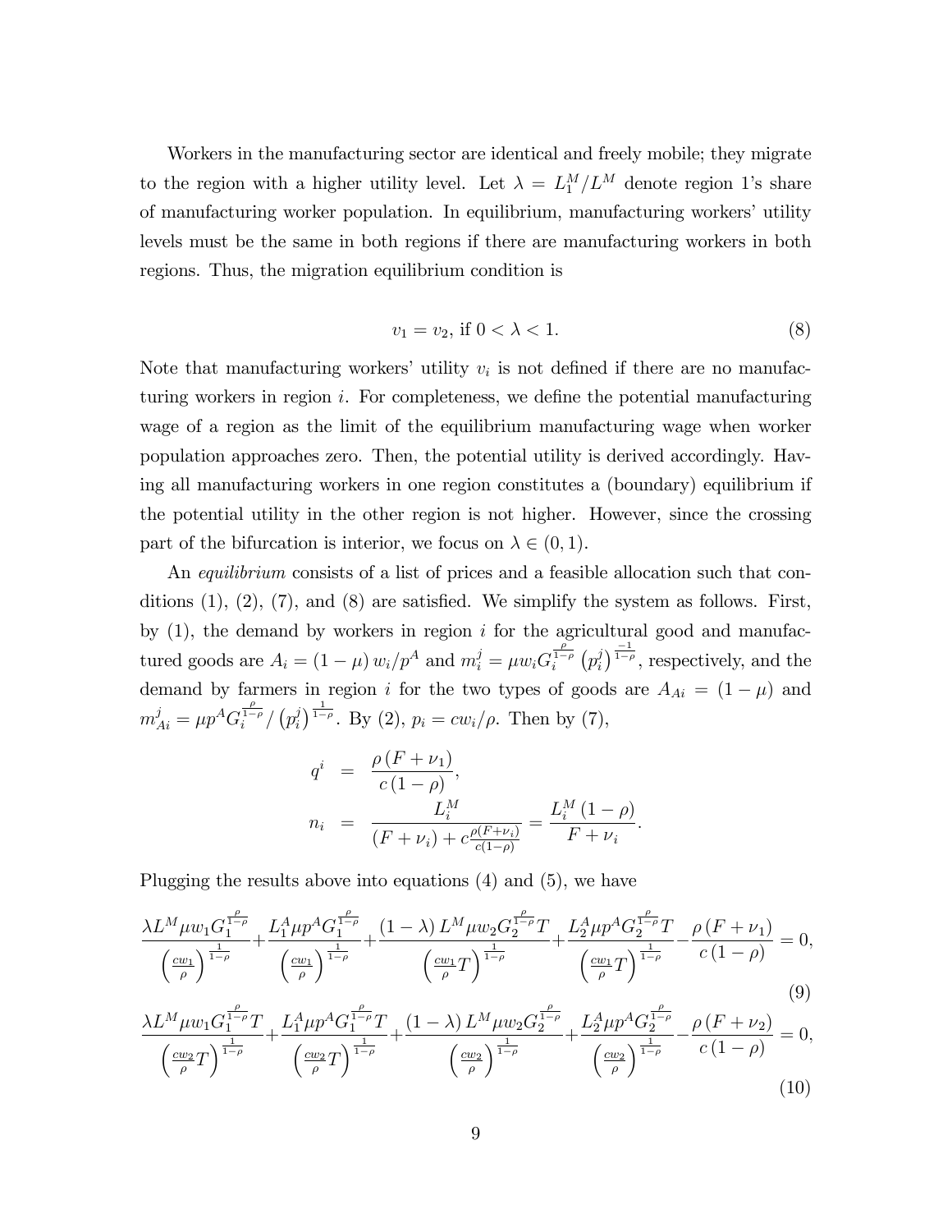Workers in the manufacturing sector are identical and freely mobile; they migrate to the region with a higher utility level. Let $\lambda = L_1^M / L^M$ denote region 1's share of manufacturing worker population. In equilibrium, manufacturing workers' utility levels must be the same in both regions if there are manufacturing workers in both regions. Thus, the migration equilibrium condition is

$$v_1 = v_2, \text{ if } 0 < \lambda < 1. \tag{8}$$

Note that manufacturing workers' utility $v_i$ is not defined if there are no manufacturing workers in region $i$. For completeness, we define the potential manufacturing wage of a region as the limit of the equilibrium manufacturing wage when worker population approaches zero. Then, the potential utility is derived accordingly. Having all manufacturing workers in one region constitutes a (boundary) equilibrium if the potential utility in the other region is not higher. However, since the crossing part of the bifurcation is interior, we focus on $\lambda \in (0, 1)$.

An *equilibrium* consists of a list of prices and a feasible allocation such that conditions (1), (2), (7), and (8) are satisfied. We simplify the system as follows. First, by (1), the demand by workers in region $i$ for the agricultural good and manufactured goods are $A_i = (1 - \mu) w_i / p^A$ and $m_i^j = \mu w_i G_i^{\frac{\rho}{1-\rho}} \left(p_i^j\right)^{\frac{-1}{1-\rho}}$, respectively, and the demand by farmers in region $i$ for the two types of goods are $A_{Ai} = (1 - \mu)$ and $m_{Ai}^j = \mu p^A G_i^{\frac{\rho}{1-\rho}} / \left(p_i^j\right)^{\frac{1}{1-\rho}}$. By (2), $p_i = c w_i / \rho$. Then by (7),

$$\begin{aligned}
q^i &= \frac{\rho (F + \nu_1)}{c (1 - \rho)}, \\
n_i &= \frac{L_i^M}{(F + \nu_i) + c \frac{\rho (F + \nu_i)}{c(1-\rho)}} = \frac{L_i^M (1 - \rho)}{F + \nu_i}.
\end{aligned}$$

Plugging the results above into equations (4) and (5), we have

$$\frac{\lambda L^M \mu w_1 G_1^{\frac{\rho}{1-\rho}}}{\left(\frac{c w_1}{\rho}\right)^{\frac{1}{1-\rho}}} + \frac{L_1^A \mu p^A G_1^{\frac{\rho}{1-\rho}}}{\left(\frac{c w_1}{\rho}\right)^{\frac{1}{1-\rho}}} + \frac{(1 - \lambda) L^M \mu w_2 G_2^{\frac{\rho}{1-\rho}} T}{\left(\frac{c w_1}{\rho} T\right)^{\frac{1}{1-\rho}}} + \frac{L_2^A \mu p^A G_2^{\frac{\rho}{1-\rho}} T}{\left(\frac{c w_1}{\rho} T\right)^{\frac{1}{1-\rho}}} - \frac{\rho (F + \nu_1)}{c (1 - \rho)} = 0, \tag{9}$$

$$\frac{\lambda L^M \mu w_1 G_1^{\frac{\rho}{1-\rho}} T}{\left(\frac{c w_2}{\rho} T\right)^{\frac{1}{1-\rho}}} + \frac{L_1^A \mu p^A G_1^{\frac{\rho}{1-\rho}} T}{\left(\frac{c w_2}{\rho} T\right)^{\frac{1}{1-\rho}}} + \frac{(1 - \lambda) L^M \mu w_2 G_2^{\frac{\rho}{1-\rho}}}{\left(\frac{c w_2}{\rho}\right)^{\frac{1}{1-\rho}}} + \frac{L_2^A \mu p^A G_2^{\frac{\rho}{1-\rho}}}{\left(\frac{c w_2}{\rho}\right)^{\frac{1}{1-\rho}}} - \frac{\rho (F + \nu_2)}{c (1 - \rho)} = 0, \tag{10}$$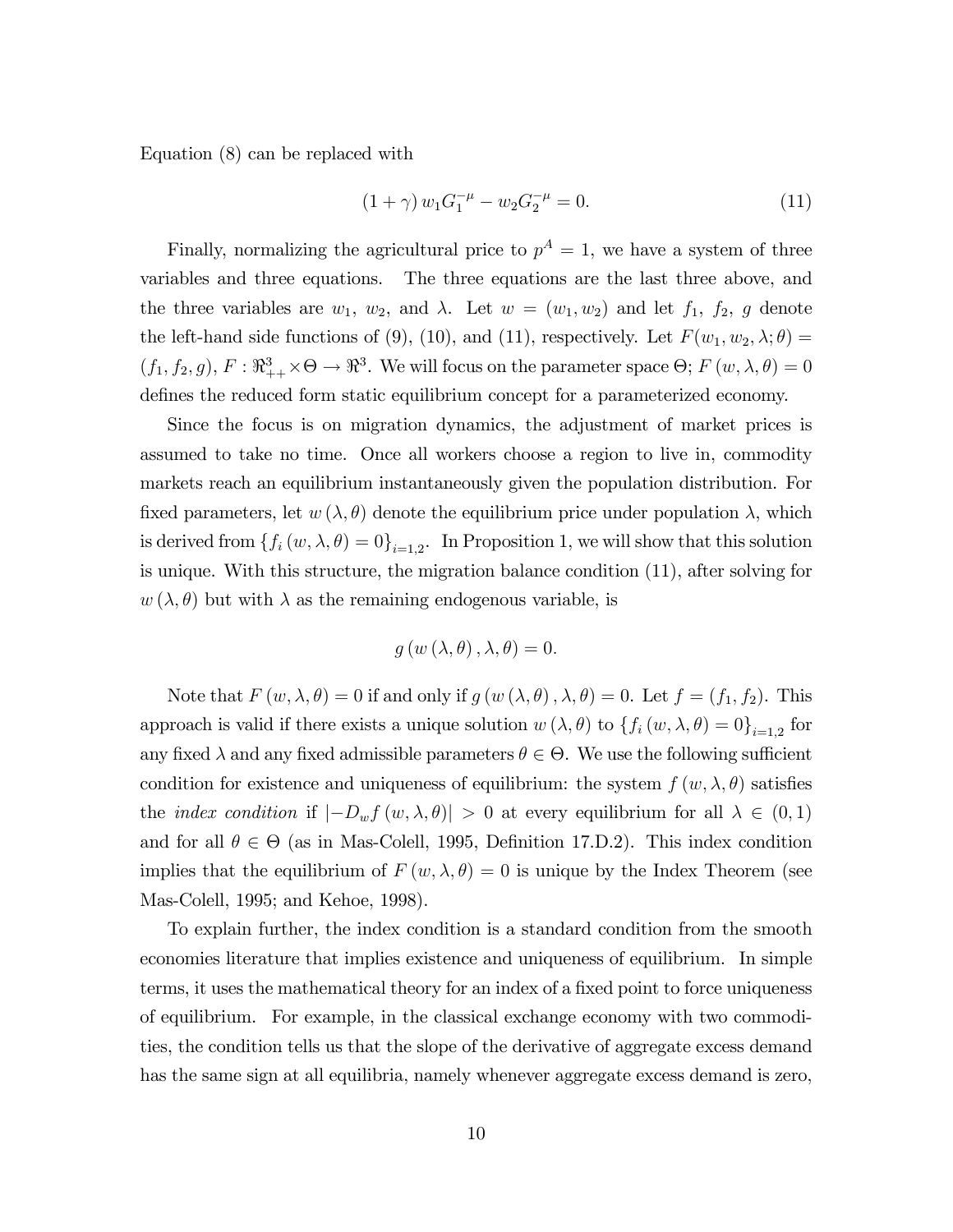Equation (8) can be replaced with

$$(1+\gamma)\, w_1 G_1^{-\mu} - w_2 G_2^{-\mu} = 0. \tag{11}$$

Finally, normalizing the agricultural price to $p^A = 1$, we have a system of three variables and three equations. The three equations are the last three above, and the three variables are $w_1$, $w_2$, and $\lambda$. Let $w = (w_1, w_2)$ and let $f_1$, $f_2$, $g$ denote the left-hand side functions of (9), (10), and (11), respectively. Let $F(w_1, w_2, \lambda; \theta) = (f_1, f_2, g)$, $F : \Re^3_{++} \times \Theta \rightarrow \Re^3$. We will focus on the parameter space $\Theta$; $F(w, \lambda, \theta) = 0$ defines the reduced form static equilibrium concept for a parameterized economy.

Since the focus is on migration dynamics, the adjustment of market prices is assumed to take no time. Once all workers choose a region to live in, commodity markets reach an equilibrium instantaneously given the population distribution. For fixed parameters, let $w(\lambda, \theta)$ denote the equilibrium price under population $\lambda$, which is derived from $\{f_i(w, \lambda, \theta) = 0\}_{i=1,2}$. In Proposition 1, we will show that this solution is unique. With this structure, the migration balance condition (11), after solving for $w(\lambda, \theta)$ but with $\lambda$ as the remaining endogenous variable, is

$$g(w(\lambda, \theta), \lambda, \theta) = 0.$$

Note that $F(w, \lambda, \theta) = 0$ if and only if $g(w(\lambda, \theta), \lambda, \theta) = 0$. Let $f = (f_1, f_2)$. This approach is valid if there exists a unique solution $w(\lambda, \theta)$ to $\{f_i(w, \lambda, \theta) = 0\}_{i=1,2}$ for any fixed $\lambda$ and any fixed admissible parameters $\theta \in \Theta$. We use the following sufficient condition for existence and uniqueness of equilibrium: the system $f(w, \lambda, \theta)$ satisfies the *index condition* if $|-D_w f(w, \lambda, \theta)| > 0$ at every equilibrium for all $\lambda \in (0, 1)$ and for all $\theta \in \Theta$ (as in Mas-Colell, 1995, Definition 17.D.2). This index condition implies that the equilibrium of $F(w, \lambda, \theta) = 0$ is unique by the Index Theorem (see Mas-Colell, 1995; and Kehoe, 1998).

To explain further, the index condition is a standard condition from the smooth economies literature that implies existence and uniqueness of equilibrium. In simple terms, it uses the mathematical theory for an index of a fixed point to force uniqueness of equilibrium. For example, in the classical exchange economy with two commodities, the condition tells us that the slope of the derivative of aggregate excess demand has the same sign at all equilibria, namely whenever aggregate excess demand is zero,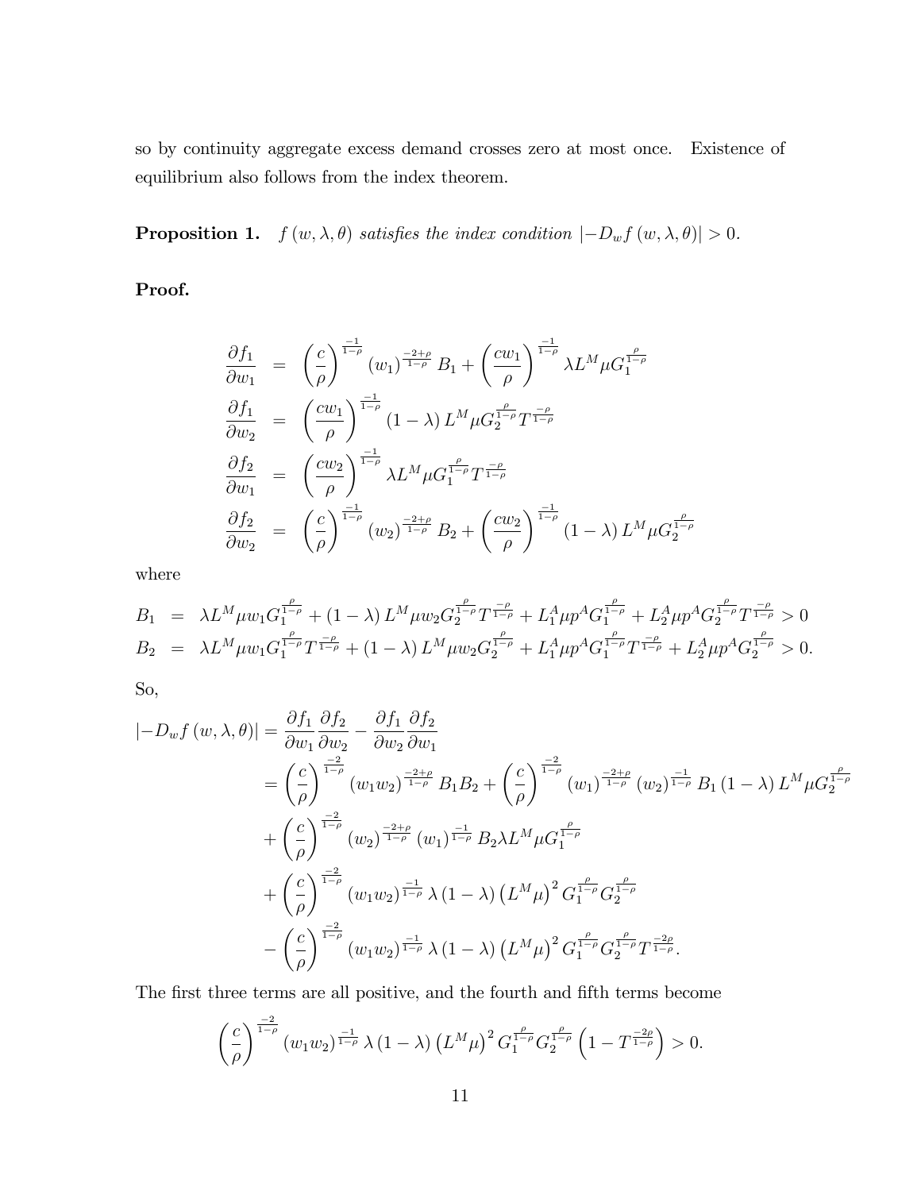so by continuity aggregate excess demand crosses zero at most once. Existence of equilibrium also follows from the index theorem.

**Proposition 1.** *$f(w, \lambda, \theta)$ satisfies the index condition $|-D_w f(w, \lambda, \theta)| > 0$.*

**Proof.**

$$
\begin{aligned}
\frac{\partial f_1}{\partial w_1} &= \left(\frac{c}{\rho}\right)^{\frac{-1}{1-\rho}} (w_1)^{\frac{-2+\rho}{1-\rho}} B_1 + \left(\frac{cw_1}{\rho}\right)^{\frac{-1}{1-\rho}} \lambda L^M \mu G_1^{\frac{\rho}{1-\rho}} \\
\frac{\partial f_1}{\partial w_2} &= \left(\frac{cw_1}{\rho}\right)^{\frac{-1}{1-\rho}} (1-\lambda) L^M \mu G_2^{\frac{\rho}{1-\rho}} T^{\frac{-\rho}{1-\rho}} \\
\frac{\partial f_2}{\partial w_1} &= \left(\frac{cw_2}{\rho}\right)^{\frac{-1}{1-\rho}} \lambda L^M \mu G_1^{\frac{\rho}{1-\rho}} T^{\frac{-\rho}{1-\rho}} \\
\frac{\partial f_2}{\partial w_2} &= \left(\frac{c}{\rho}\right)^{\frac{-1}{1-\rho}} (w_2)^{\frac{-2+\rho}{1-\rho}} B_2 + \left(\frac{cw_2}{\rho}\right)^{\frac{-1}{1-\rho}} (1-\lambda) L^M \mu G_2^{\frac{\rho}{1-\rho}}
\end{aligned}
$$

where

$$
\begin{aligned}
B_1 &= \lambda L^M \mu w_1 G_1^{\frac{\rho}{1-\rho}} + (1-\lambda) L^M \mu w_2 G_2^{\frac{\rho}{1-\rho}} T^{\frac{-\rho}{1-\rho}} + L_1^A \mu p^A G_1^{\frac{\rho}{1-\rho}} + L_2^A \mu p^A G_2^{\frac{\rho}{1-\rho}} T^{\frac{-\rho}{1-\rho}} > 0 \\
B_2 &= \lambda L^M \mu w_1 G_1^{\frac{\rho}{1-\rho}} T^{\frac{-\rho}{1-\rho}} + (1-\lambda) L^M \mu w_2 G_2^{\frac{\rho}{1-\rho}} + L_1^A \mu p^A G_1^{\frac{\rho}{1-\rho}} T^{\frac{-\rho}{1-\rho}} + L_2^A \mu p^A G_2^{\frac{\rho}{1-\rho}} > 0.
\end{aligned}
$$

So,

$$
\begin{aligned}
|-D_w f(w, \lambda, \theta)| &= \frac{\partial f_1}{\partial w_1}\frac{\partial f_2}{\partial w_2} - \frac{\partial f_1}{\partial w_2}\frac{\partial f_2}{\partial w_1} \\
&= \left(\frac{c}{\rho}\right)^{\frac{-2}{1-\rho}} (w_1 w_2)^{\frac{-2+\rho}{1-\rho}} B_1 B_2 + \left(\frac{c}{\rho}\right)^{\frac{-2}{1-\rho}} (w_1)^{\frac{-2+\rho}{1-\rho}} (w_2)^{\frac{-1}{1-\rho}} B_1 (1-\lambda) L^M \mu G_2^{\frac{\rho}{1-\rho}} \\
&+ \left(\frac{c}{\rho}\right)^{\frac{-2}{1-\rho}} (w_2)^{\frac{-2+\rho}{1-\rho}} (w_1)^{\frac{-1}{1-\rho}} B_2 \lambda L^M \mu G_1^{\frac{\rho}{1-\rho}} \\
&+ \left(\frac{c}{\rho}\right)^{\frac{-2}{1-\rho}} (w_1 w_2)^{\frac{-1}{1-\rho}} \lambda (1-\lambda) \left(L^M \mu\right)^2 G_1^{\frac{\rho}{1-\rho}} G_2^{\frac{\rho}{1-\rho}} \\
&- \left(\frac{c}{\rho}\right)^{\frac{-2}{1-\rho}} (w_1 w_2)^{\frac{-1}{1-\rho}} \lambda (1-\lambda) \left(L^M \mu\right)^2 G_1^{\frac{\rho}{1-\rho}} G_2^{\frac{\rho}{1-\rho}} T^{\frac{-2\rho}{1-\rho}}.
\end{aligned}
$$

The first three terms are all positive, and the fourth and fifth terms become

$$
\left(\frac{c}{\rho}\right)^{\frac{-2}{1-\rho}} (w_1 w_2)^{\frac{-1}{1-\rho}} \lambda (1-\lambda) \left(L^M \mu\right)^2 G_1^{\frac{\rho}{1-\rho}} G_2^{\frac{\rho}{1-\rho}} \left(1 - T^{\frac{-2\rho}{1-\rho}}\right) > 0.
$$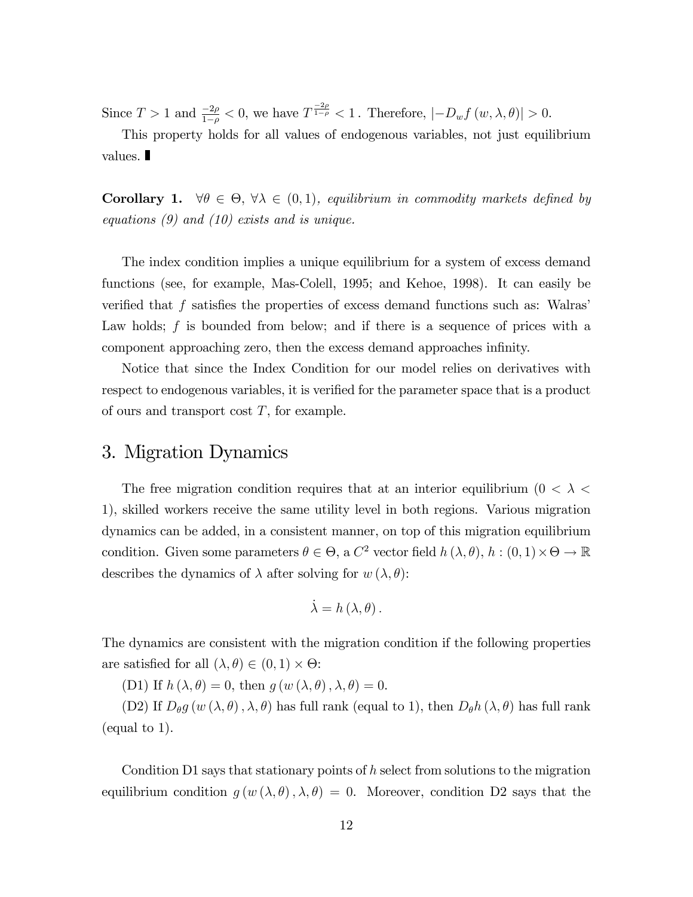Since $T > 1$ and $\frac{-2\rho}{1-\rho} < 0$, we have $T^{\frac{-2\rho}{1-\rho}} < 1$. Therefore, $|-D_w f(w, \lambda, \theta)| > 0$.

This property holds for all values of endogenous variables, not just equilibrium values. ∎

**Corollary 1.** $\forall \theta \in \Theta$, $\forall \lambda \in (0, 1)$, *equilibrium in commodity markets defined by equations (9) and (10) exists and is unique.*

The index condition implies a unique equilibrium for a system of excess demand functions (see, for example, Mas-Colell, 1995; and Kehoe, 1998). It can easily be verified that $f$ satisfies the properties of excess demand functions such as: Walras' Law holds; $f$ is bounded from below; and if there is a sequence of prices with a component approaching zero, then the excess demand approaches infinity.

Notice that since the Index Condition for our model relies on derivatives with respect to endogenous variables, it is verified for the parameter space that is a product of ours and transport cost $T$, for example.

## 3. Migration Dynamics

The free migration condition requires that at an interior equilibrium ($0 < \lambda < 1$), skilled workers receive the same utility level in both regions. Various migration dynamics can be added, in a consistent manner, on top of this migration equilibrium condition. Given some parameters $\theta \in \Theta$, a $C^2$ vector field $h(\lambda, \theta)$, $h : (0, 1) \times \Theta \to \mathbb{R}$ describes the dynamics of $\lambda$ after solving for $w(\lambda, \theta)$:

$$\dot{\lambda} = h(\lambda, \theta).$$

The dynamics are consistent with the migration condition if the following properties are satisfied for all $(\lambda, \theta) \in (0, 1) \times \Theta$:

(D1) If $h(\lambda, \theta) = 0$, then $g(w(\lambda, \theta), \lambda, \theta) = 0$.

(D2) If $D_\theta g(w(\lambda, \theta), \lambda, \theta)$ has full rank (equal to 1), then $D_\theta h(\lambda, \theta)$ has full rank (equal to 1).

Condition D1 says that stationary points of $h$ select from solutions to the migration equilibrium condition $g(w(\lambda, \theta), \lambda, \theta) = 0$. Moreover, condition D2 says that the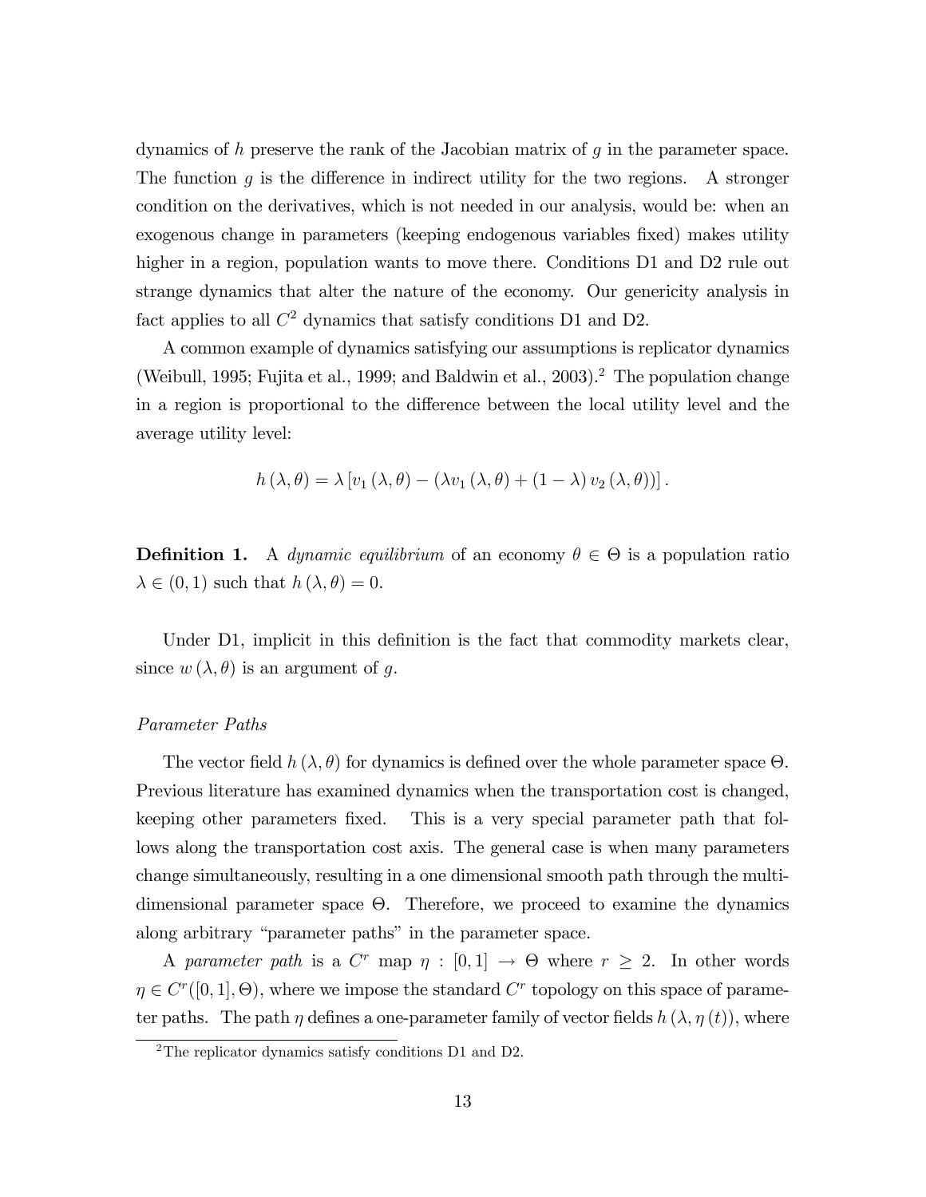dynamics of $h$ preserve the rank of the Jacobian matrix of $g$ in the parameter space. The function $g$ is the difference in indirect utility for the two regions. A stronger condition on the derivatives, which is not needed in our analysis, would be: when an exogenous change in parameters (keeping endogenous variables fixed) makes utility higher in a region, population wants to move there. Conditions D1 and D2 rule out strange dynamics that alter the nature of the economy. Our genericity analysis in fact applies to all $C^2$ dynamics that satisfy conditions D1 and D2.

A common example of dynamics satisfying our assumptions is replicator dynamics (Weibull, 1995; Fujita et al., 1999; and Baldwin et al., 2003).[2] The population change in a region is proportional to the difference between the local utility level and the average utility level:

$$h(\lambda, \theta) = \lambda \left[ v_1(\lambda, \theta) - (\lambda v_1(\lambda, \theta) + (1 - \lambda) v_2(\lambda, \theta)) \right].$$

**Definition 1.** A *dynamic equilibrium* of an economy $\theta \in \Theta$ is a population ratio $\lambda \in (0, 1)$ such that $h(\lambda, \theta) = 0$.

Under D1, implicit in this definition is the fact that commodity markets clear, since $w(\lambda, \theta)$ is an argument of $g$.

*Parameter Paths*

The vector field $h(\lambda, \theta)$ for dynamics is defined over the whole parameter space $\Theta$. Previous literature has examined dynamics when the transportation cost is changed, keeping other parameters fixed. This is a very special parameter path that follows along the transportation cost axis. The general case is when many parameters change simultaneously, resulting in a one dimensional smooth path through the multi-dimensional parameter space $\Theta$. Therefore, we proceed to examine the dynamics along arbitrary "parameter paths" in the parameter space.

A *parameter path* is a $C^r$ map $\eta : [0, 1] \to \Theta$ where $r \geq 2$. In other words $\eta \in C^r([0, 1], \Theta)$, where we impose the standard $C^r$ topology on this space of parameter paths. The path $\eta$ defines a one-parameter family of vector fields $h(\lambda, \eta(t))$, where

[2] The replicator dynamics satisfy conditions D1 and D2.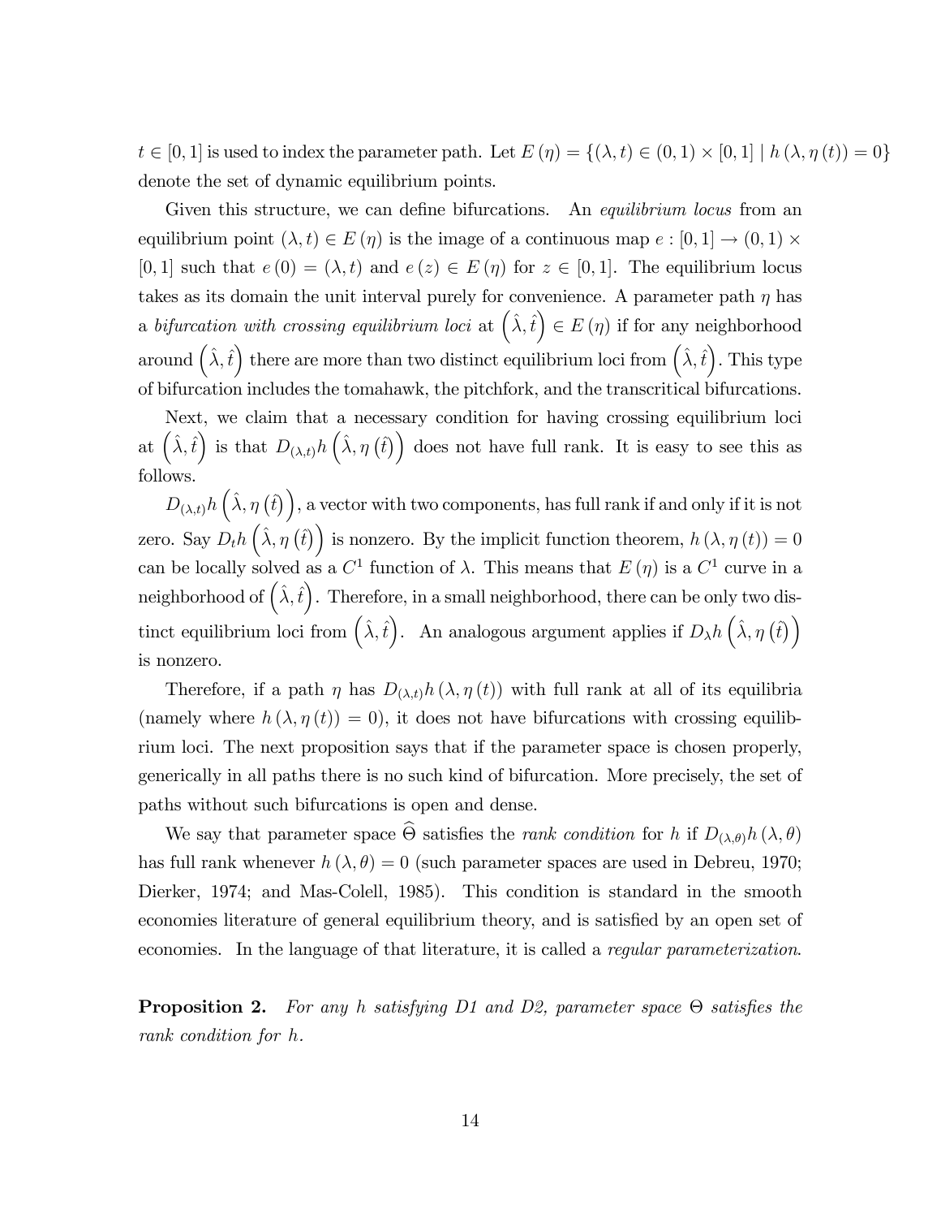$t \in [0,1]$ is used to index the parameter path. Let $E(\eta) = \{(\lambda, t) \in (0,1) \times [0,1] \mid h(\lambda, \eta(t)) = 0\}$ denote the set of dynamic equilibrium points.

Given this structure, we can define bifurcations. An *equilibrium locus* from an equilibrium point $(\lambda, t) \in E(\eta)$ is the image of a continuous map $e : [0,1] \to (0,1) \times [0,1]$ such that $e(0) = (\lambda, t)$ and $e(z) \in E(\eta)$ for $z \in [0,1]$. The equilibrium locus takes as its domain the unit interval purely for convenience. A parameter path $\eta$ has a *bifurcation with crossing equilibrium loci* at $\left(\hat{\lambda}, \hat{t}\right) \in E(\eta)$ if for any neighborhood around $\left(\hat{\lambda}, \hat{t}\right)$ there are more than two distinct equilibrium loci from $\left(\hat{\lambda}, \hat{t}\right)$. This type of bifurcation includes the tomahawk, the pitchfork, and the transcritical bifurcations.

Next, we claim that a necessary condition for having crossing equilibrium loci at $\left(\hat{\lambda}, \hat{t}\right)$ is that $D_{(\lambda,t)}h\left(\hat{\lambda}, \eta\left(\hat{t}\right)\right)$ does not have full rank. It is easy to see this as follows.

$D_{(\lambda,t)}h\left(\hat{\lambda}, \eta\left(\hat{t}\right)\right)$, a vector with two components, has full rank if and only if it is not zero. Say $D_t h\left(\hat{\lambda}, \eta\left(\hat{t}\right)\right)$ is nonzero. By the implicit function theorem, $h(\lambda, \eta(t)) = 0$ can be locally solved as a $C^1$ function of $\lambda$. This means that $E(\eta)$ is a $C^1$ curve in a neighborhood of $\left(\hat{\lambda}, \hat{t}\right)$. Therefore, in a small neighborhood, there can be only two distinct equilibrium loci from $\left(\hat{\lambda}, \hat{t}\right)$. An analogous argument applies if $D_\lambda h\left(\hat{\lambda}, \eta\left(\hat{t}\right)\right)$ is nonzero.

Therefore, if a path $\eta$ has $D_{(\lambda,t)}h(\lambda, \eta(t))$ with full rank at all of its equilibria (namely where $h(\lambda, \eta(t)) = 0$), it does not have bifurcations with crossing equilibrium loci. The next proposition says that if the parameter space is chosen properly, generically in all paths there is no such kind of bifurcation. More precisely, the set of paths without such bifurcations is open and dense.

We say that parameter space $\widehat{\Theta}$ satisfies the *rank condition* for $h$ if $D_{(\lambda,\theta)}h(\lambda, \theta)$ has full rank whenever $h(\lambda, \theta) = 0$ (such parameter spaces are used in Debreu, 1970; Dierker, 1974; and Mas-Colell, 1985). This condition is standard in the smooth economies literature of general equilibrium theory, and is satisfied by an open set of economies. In the language of that literature, it is called a *regular parameterization*.

**Proposition 2.** *For any $h$ satisfying D1 and D2, parameter space $\Theta$ satisfies the rank condition for $h$.*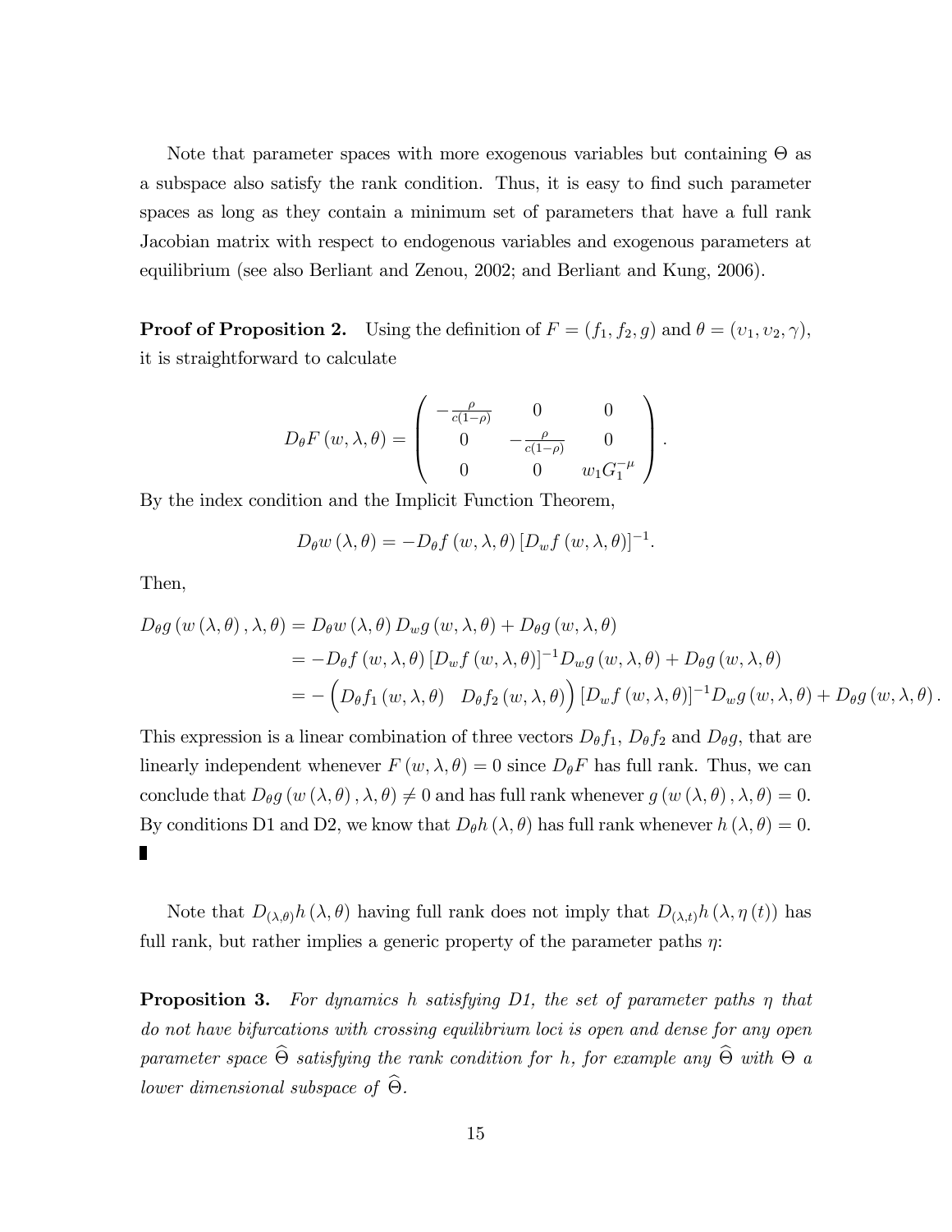Note that parameter spaces with more exogenous variables but containing $\Theta$ as a subspace also satisfy the rank condition. Thus, it is easy to find such parameter spaces as long as they contain a minimum set of parameters that have a full rank Jacobian matrix with respect to endogenous variables and exogenous parameters at equilibrium (see also Berliant and Zenou, 2002; and Berliant and Kung, 2006).

**Proof of Proposition 2.** Using the definition of $F = (f_1, f_2, g)$ and $\theta = (\upsilon_1, \upsilon_2, \gamma)$, it is straightforward to calculate

$$D_\theta F(w, \lambda, \theta) = \begin{pmatrix} -\frac{\rho}{c(1-\rho)} & 0 & 0 \\ 0 & -\frac{\rho}{c(1-\rho)} & 0 \\ 0 & 0 & w_1 G_1^{-\mu} \end{pmatrix}.$$

By the index condition and the Implicit Function Theorem,

$$D_\theta w(\lambda, \theta) = -D_\theta f(w, \lambda, \theta) \left[D_w f(w, \lambda, \theta)\right]^{-1}.$$

Then,

$$\begin{aligned} D_\theta g(w(\lambda, \theta), \lambda, \theta) &= D_\theta w(\lambda, \theta) D_w g(w, \lambda, \theta) + D_\theta g(w, \lambda, \theta) \\ &= -D_\theta f(w, \lambda, \theta) \left[D_w f(w, \lambda, \theta)\right]^{-1} D_w g(w, \lambda, \theta) + D_\theta g(w, \lambda, \theta) \\ &= -\begin{pmatrix} D_\theta f_1(w, \lambda, \theta) & D_\theta f_2(w, \lambda, \theta) \end{pmatrix} \left[D_w f(w, \lambda, \theta)\right]^{-1} D_w g(w, \lambda, \theta) + D_\theta g(w, \lambda, \theta). \end{aligned}$$

This expression is a linear combination of three vectors $D_\theta f_1$, $D_\theta f_2$ and $D_\theta g$, that are linearly independent whenever $F(w, \lambda, \theta) = 0$ since $D_\theta F$ has full rank. Thus, we can conclude that $D_\theta g(w(\lambda, \theta), \lambda, \theta) \neq 0$ and has full rank whenever $g(w(\lambda, \theta), \lambda, \theta) = 0$. By conditions D1 and D2, we know that $D_\theta h(\lambda, \theta)$ has full rank whenever $h(\lambda, \theta) = 0$. ∎

Note that $D_{(\lambda,\theta)} h(\lambda, \theta)$ having full rank does not imply that $D_{(\lambda,t)} h(\lambda, \eta(t))$ has full rank, but rather implies a generic property of the parameter paths $\eta$:

**Proposition 3.** *For dynamics $h$ satisfying D1, the set of parameter paths $\eta$ that do not have bifurcations with crossing equilibrium loci is open and dense for any open parameter space $\widehat{\Theta}$ satisfying the rank condition for $h$, for example any $\widehat{\Theta}$ with $\Theta$ a lower dimensional subspace of $\widehat{\Theta}$.*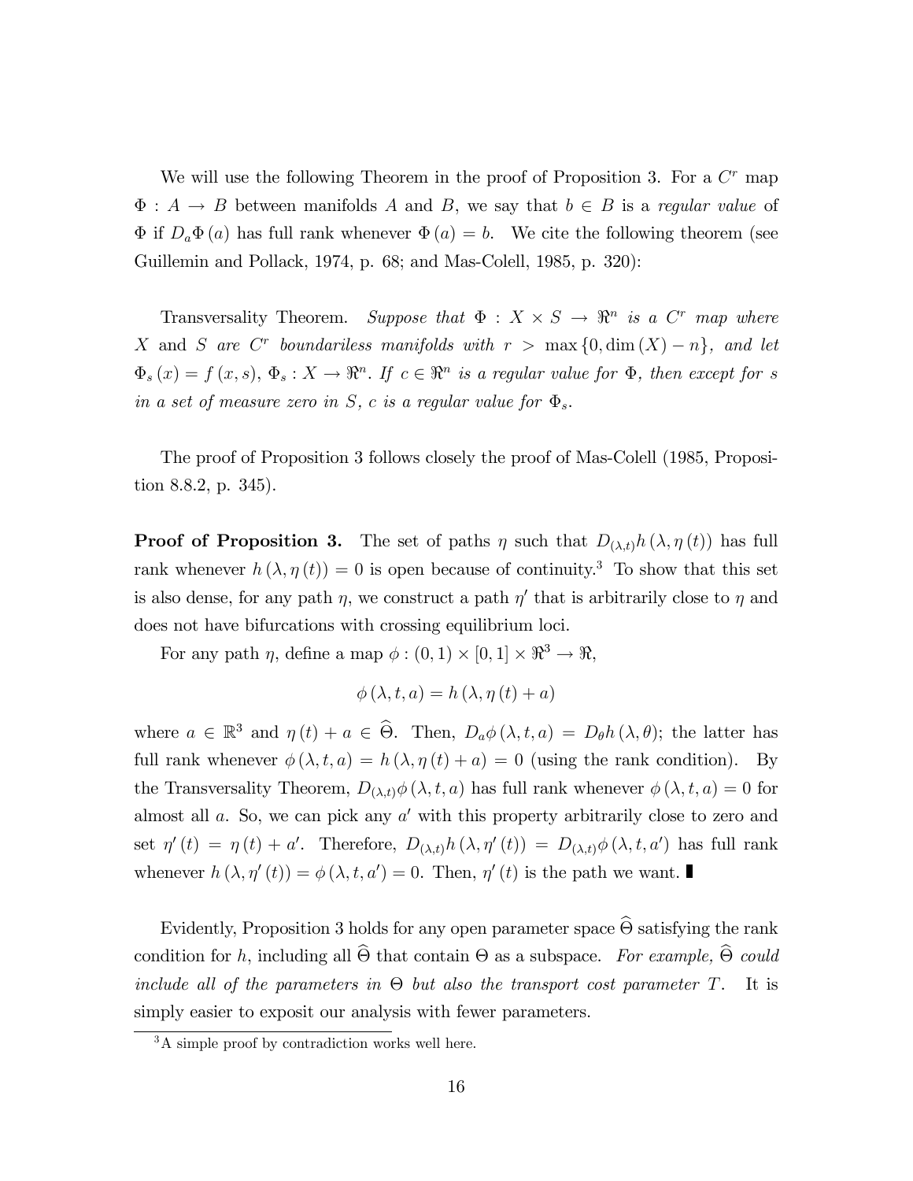We will use the following Theorem in the proof of Proposition 3. For a $C^r$ map $\Phi : A \to B$ between manifolds $A$ and $B$, we say that $b \in B$ is a *regular value* of $\Phi$ if $D_a \Phi(a)$ has full rank whenever $\Phi(a) = b$. We cite the following theorem (see Guillemin and Pollack, 1974, p. 68; and Mas-Colell, 1985, p. 320):

Transversality Theorem. *Suppose that $\Phi : X \times S \to \Re^n$ is a $C^r$ map where $X$ and $S$ are $C^r$ boundariless manifolds with $r > \max\{0, \dim(X) - n\}$, and let $\Phi_s(x) = f(x, s)$, $\Phi_s : X \to \Re^n$. If $c \in \Re^n$ is a regular value for $\Phi$, then except for $s$ in a set of measure zero in $S$, $c$ is a regular value for $\Phi_s$.*

The proof of Proposition 3 follows closely the proof of Mas-Colell (1985, Proposition 8.8.2, p. 345).

**Proof of Proposition 3.** The set of paths $\eta$ such that $D_{(\lambda,t)} h(\lambda, \eta(t))$ has full rank whenever $h(\lambda, \eta(t)) = 0$ is open because of continuity.[3] To show that this set is also dense, for any path $\eta$, we construct a path $\eta'$ that is arbitrarily close to $\eta$ and does not have bifurcations with crossing equilibrium loci.

For any path $\eta$, define a map $\phi : (0, 1) \times [0, 1] \times \Re^3 \to \Re$,

$$\phi(\lambda, t, a) = h(\lambda, \eta(t) + a)$$

where $a \in \mathbb{R}^3$ and $\eta(t) + a \in \widehat{\Theta}$. Then, $D_a \phi(\lambda, t, a) = D_\theta h(\lambda, \theta)$; the latter has full rank whenever $\phi(\lambda, t, a) = h(\lambda, \eta(t) + a) = 0$ (using the rank condition). By the Transversality Theorem, $D_{(\lambda,t)} \phi(\lambda, t, a)$ has full rank whenever $\phi(\lambda, t, a) = 0$ for almost all $a$. So, we can pick any $a'$ with this property arbitrarily close to zero and set $\eta'(t) = \eta(t) + a'$. Therefore, $D_{(\lambda,t)} h(\lambda, \eta'(t)) = D_{(\lambda,t)} \phi(\lambda, t, a')$ has full rank whenever $h(\lambda, \eta'(t)) = \phi(\lambda, t, a') = 0$. Then, $\eta'(t)$ is the path we want. ∎

Evidently, Proposition 3 holds for any open parameter space $\widehat{\Theta}$ satisfying the rank condition for $h$, including all $\widehat{\Theta}$ that contain $\Theta$ as a subspace. *For example, $\widehat{\Theta}$ could include all of the parameters in $\Theta$ but also the transport cost parameter $T$.* It is simply easier to exposit our analysis with fewer parameters.

[3] A simple proof by contradiction works well here.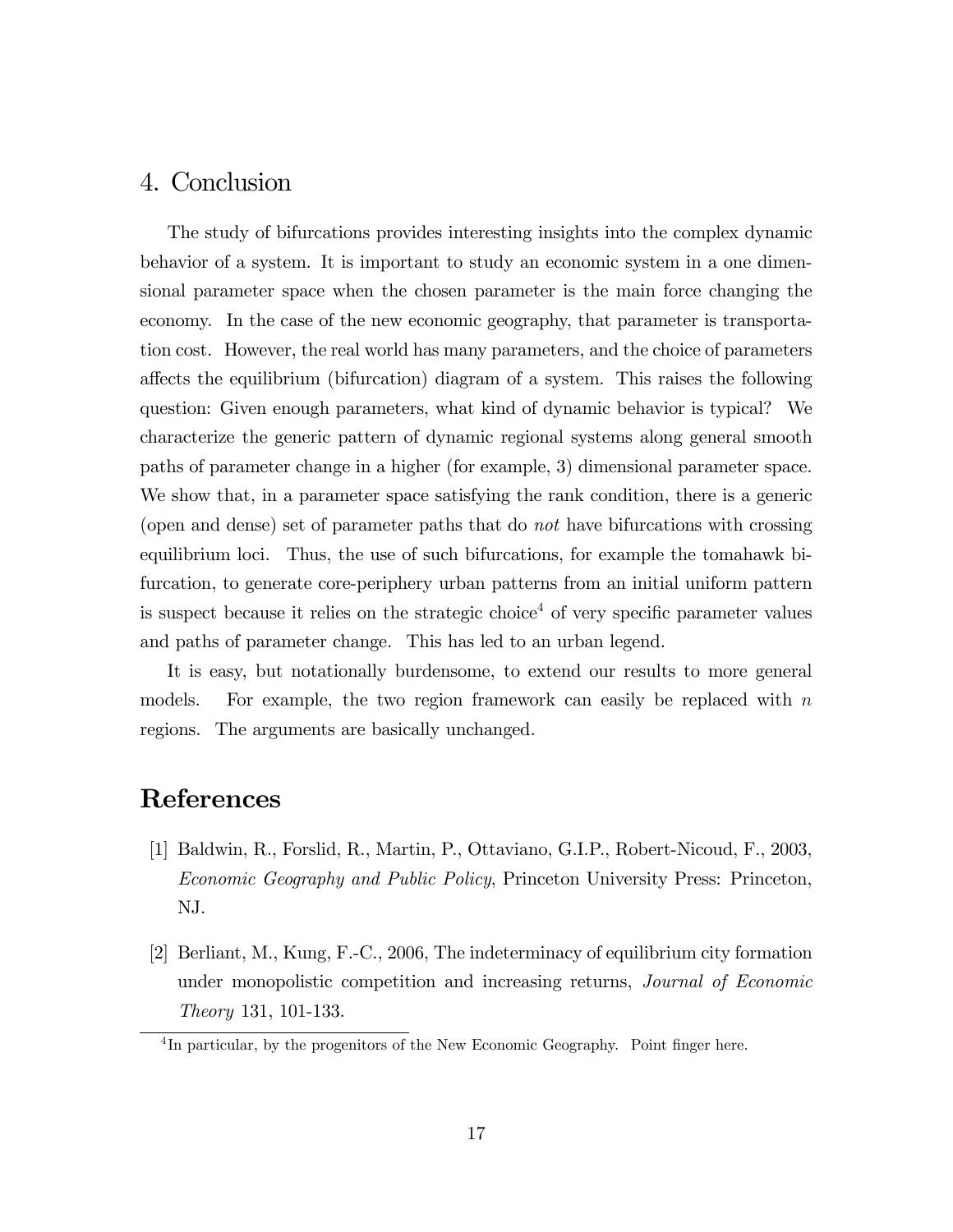## 4. Conclusion

The study of bifurcations provides interesting insights into the complex dynamic behavior of a system. It is important to study an economic system in a one dimensional parameter space when the chosen parameter is the main force changing the economy. In the case of the new economic geography, that parameter is transportation cost. However, the real world has many parameters, and the choice of parameters affects the equilibrium (bifurcation) diagram of a system. This raises the following question: Given enough parameters, what kind of dynamic behavior is typical? We characterize the generic pattern of dynamic regional systems along general smooth paths of parameter change in a higher (for example, 3) dimensional parameter space. We show that, in a parameter space satisfying the rank condition, there is a generic (open and dense) set of parameter paths that do *not* have bifurcations with crossing equilibrium loci. Thus, the use of such bifurcations, for example the tomahawk bifurcation, to generate core-periphery urban patterns from an initial uniform pattern is suspect because it relies on the strategic choice[4] of very specific parameter values and paths of parameter change. This has led to an urban legend.

It is easy, but notationally burdensome, to extend our results to more general models. For example, the two region framework can easily be replaced with $n$ regions. The arguments are basically unchanged.

# References

[1] Baldwin, R., Forslid, R., Martin, P., Ottaviano, G.I.P., Robert-Nicoud, F., 2003, *Economic Geography and Public Policy*, Princeton University Press: Princeton, NJ.

[2] Berliant, M., Kung, F.-C., 2006, The indeterminacy of equilibrium city formation under monopolistic competition and increasing returns, *Journal of Economic Theory* 131, 101-133.

[4] In particular, by the progenitors of the New Economic Geography. Point finger here.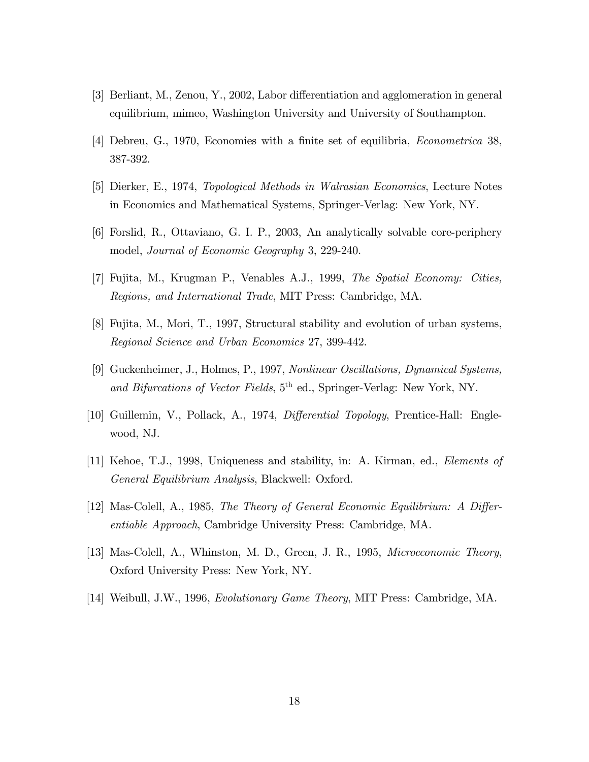[3] Berliant, M., Zenou, Y., 2002, Labor differentiation and agglomeration in general equilibrium, mimeo, Washington University and University of Southampton.

[4] Debreu, G., 1970, Economies with a finite set of equilibria, *Econometrica* 38, 387-392.

[5] Dierker, E., 1974, *Topological Methods in Walrasian Economics*, Lecture Notes in Economics and Mathematical Systems, Springer-Verlag: New York, NY.

[6] Forslid, R., Ottaviano, G. I. P., 2003, An analytically solvable core-periphery model, *Journal of Economic Geography* 3, 229-240.

[7] Fujita, M., Krugman P., Venables A.J., 1999, *The Spatial Economy: Cities, Regions, and International Trade*, MIT Press: Cambridge, MA.

[8] Fujita, M., Mori, T., 1997, Structural stability and evolution of urban systems, *Regional Science and Urban Economics* 27, 399-442.

[9] Guckenheimer, J., Holmes, P., 1997, *Nonlinear Oscillations, Dynamical Systems, and Bifurcations of Vector Fields*, 5th ed., Springer-Verlag: New York, NY.

[10] Guillemin, V., Pollack, A., 1974, *Differential Topology*, Prentice-Hall: Englewood, NJ.

[11] Kehoe, T.J., 1998, Uniqueness and stability, in: A. Kirman, ed., *Elements of General Equilibrium Analysis*, Blackwell: Oxford.

[12] Mas-Colell, A., 1985, *The Theory of General Economic Equilibrium: A Differentiable Approach*, Cambridge University Press: Cambridge, MA.

[13] Mas-Colell, A., Whinston, M. D., Green, J. R., 1995, *Microeconomic Theory*, Oxford University Press: New York, NY.

[14] Weibull, J.W., 1996, *Evolutionary Game Theory*, MIT Press: Cambridge, MA.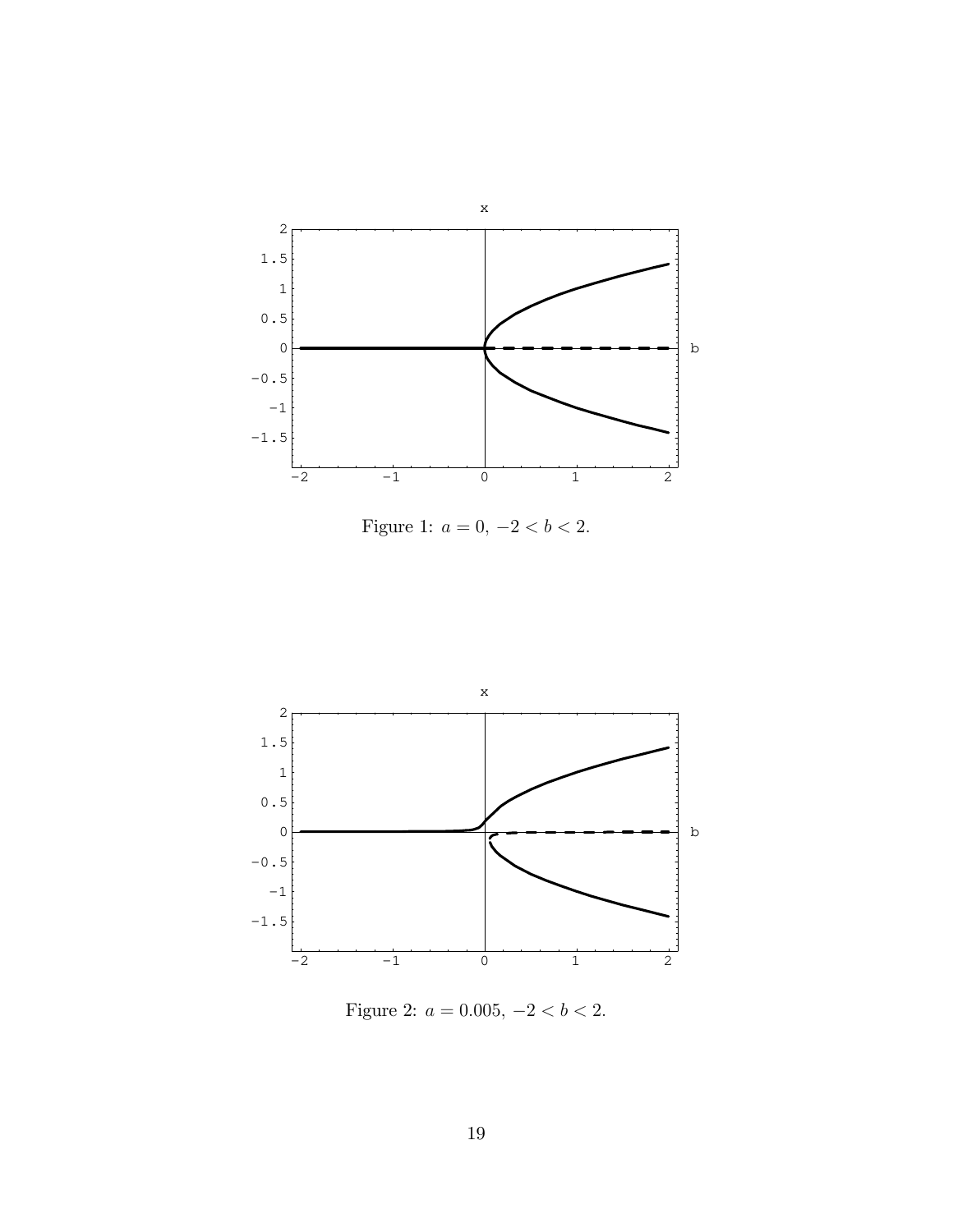x

2
1.5
1
0.5
0
-0.5
-1
-1.5

-2 -1 0 1 2

b

Figure 1: $a = 0$, $-2 < b < 2$.

x

2
1.5
1
0.5
0
-0.5
-1
-1.5

-2 -1 0 1 2

b

Figure 2: $a = 0.005$, $-2 < b < 2$.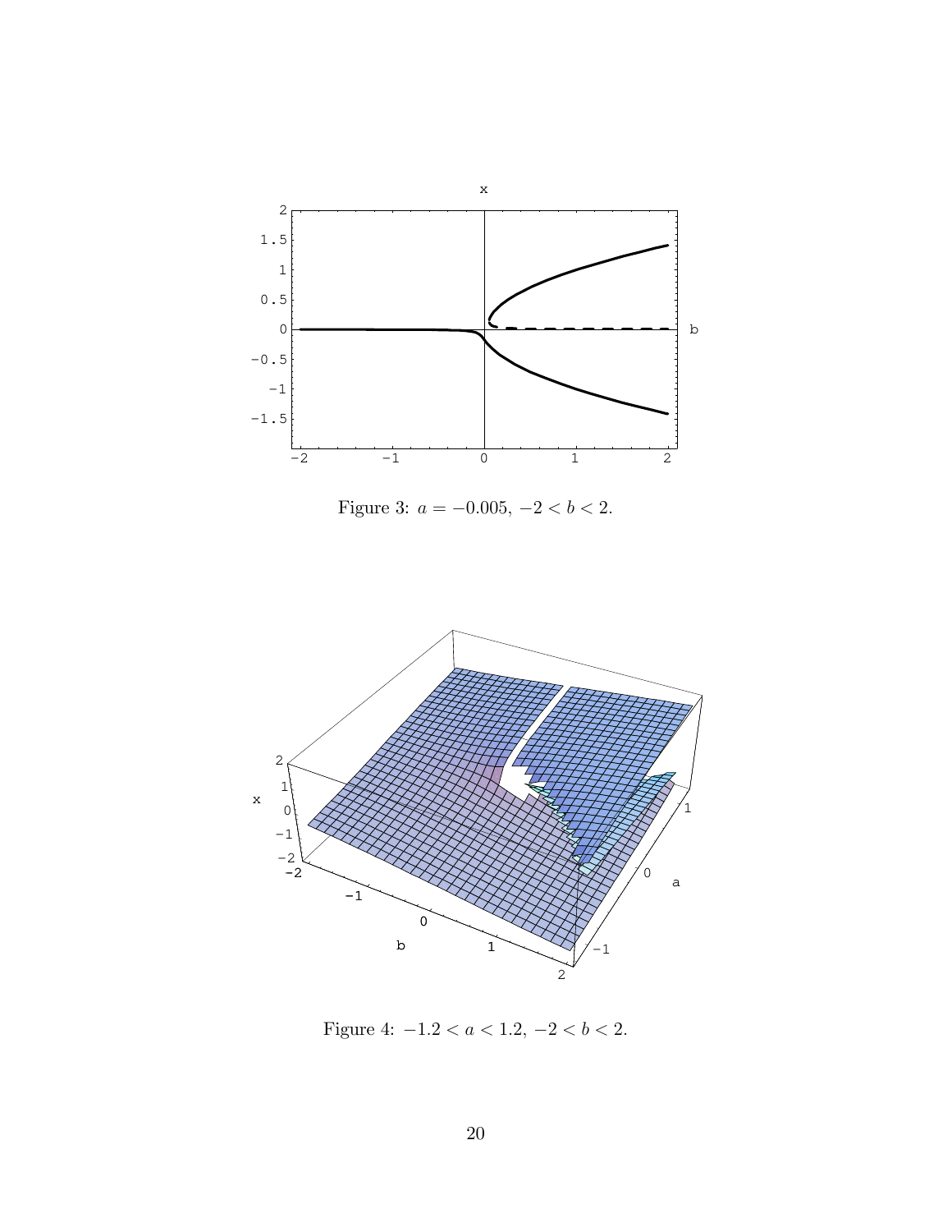x

2

1.5

1

0.5

0

−0.5

−1

−1.5

−2 −1 0 1 2

b

Figure 3: $a = -0.005$, $-2 < b < 2$.

2

1

x 0

−1

−2

−2

−1

0

b

1

2

1

0

a

−1

Figure 4: $-1.2 < a < 1.2$, $-2 < b < 2$.